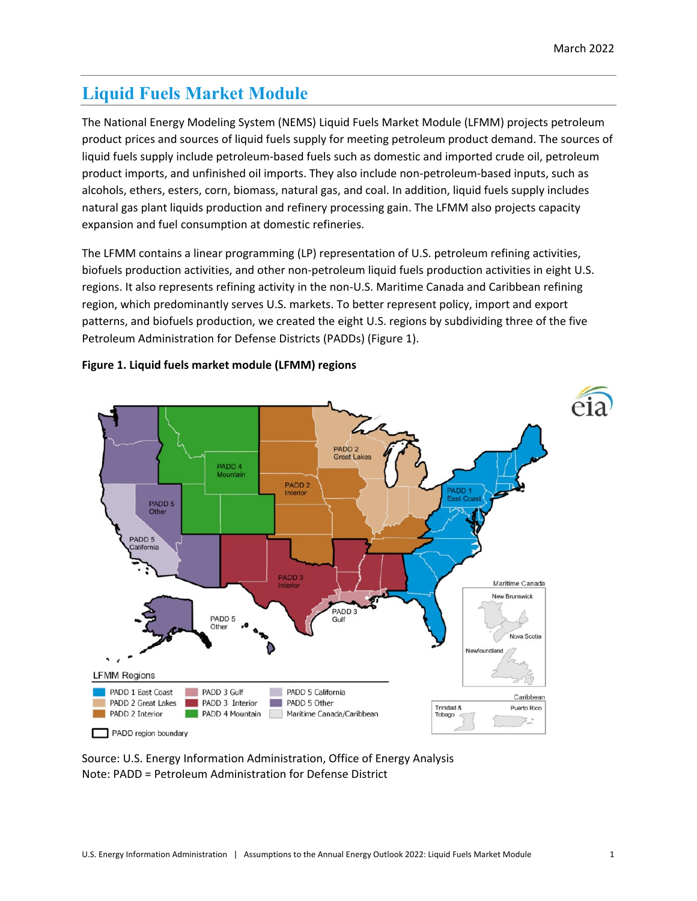# Liquid Fuels Market Module

The National Energy Modeling System (NEMS) Liquid Fuels Market Module (LFMM) projects petroleum product prices and sources of liquid fuels supply for meeting petroleum product demand. The sources of liquid fuels supply include petroleum-based fuels such as domestic and imported crude oil, petroleum product imports, and unfinished oil imports. They also include non-petroleum-based inputs, such as alcohols, ethers, esters, corn, biomass, natural gas, and coal. In addition, liquid fuels supply includes natural gas plant liquids production and refinery processing gain. The LFMM also projects capacity expansion and fuel consumption at domestic refineries.

The LFMM contains a linear programming (LP) representation of U.S. petroleum refining activities, biofuels production activities, and other non-petroleum liquid fuels production activities in eight U.S. regions. It also represents refining activity in the non-U.S. Maritime Canada and Caribbean refining region, which predominantly serves U.S. markets. To better represent policy, import and export patterns, and biofuels production, we created the eight U.S. regions by subdividing three of the five Petroleum Administration for Defense Districts (PADDs) (Figure 1).

**Figure 1. Liquid fuels market module (LFMM) regions**

Source: U.S. Energy Information Administration, Office of Energy Analysis
Note: PADD = Petroleum Administration for Defense District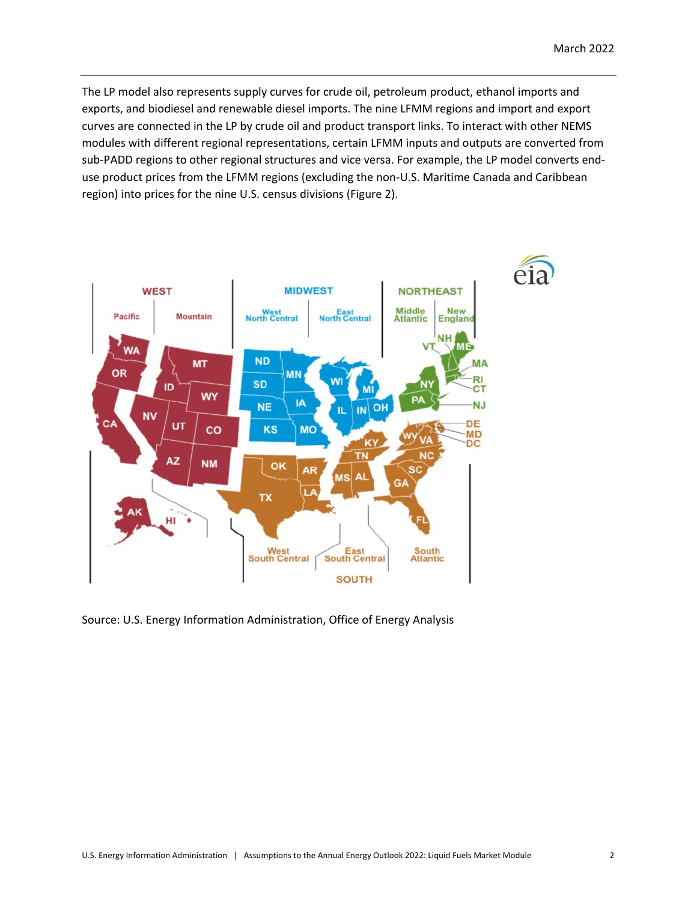The LP model also represents supply curves for crude oil, petroleum product, ethanol imports and exports, and biodiesel and renewable diesel imports. The nine LFMM regions and import and export curves are connected in the LP by crude oil and product transport links. To interact with other NEMS modules with different regional representations, certain LFMM inputs and outputs are converted from sub-PADD regions to other regional structures and vice versa. For example, the LP model converts end-use product prices from the LFMM regions (excluding the non-U.S. Maritime Canada and Caribbean region) into prices for the nine U.S. census divisions (Figure 2).

Source: U.S. Energy Information Administration, Office of Energy Analysis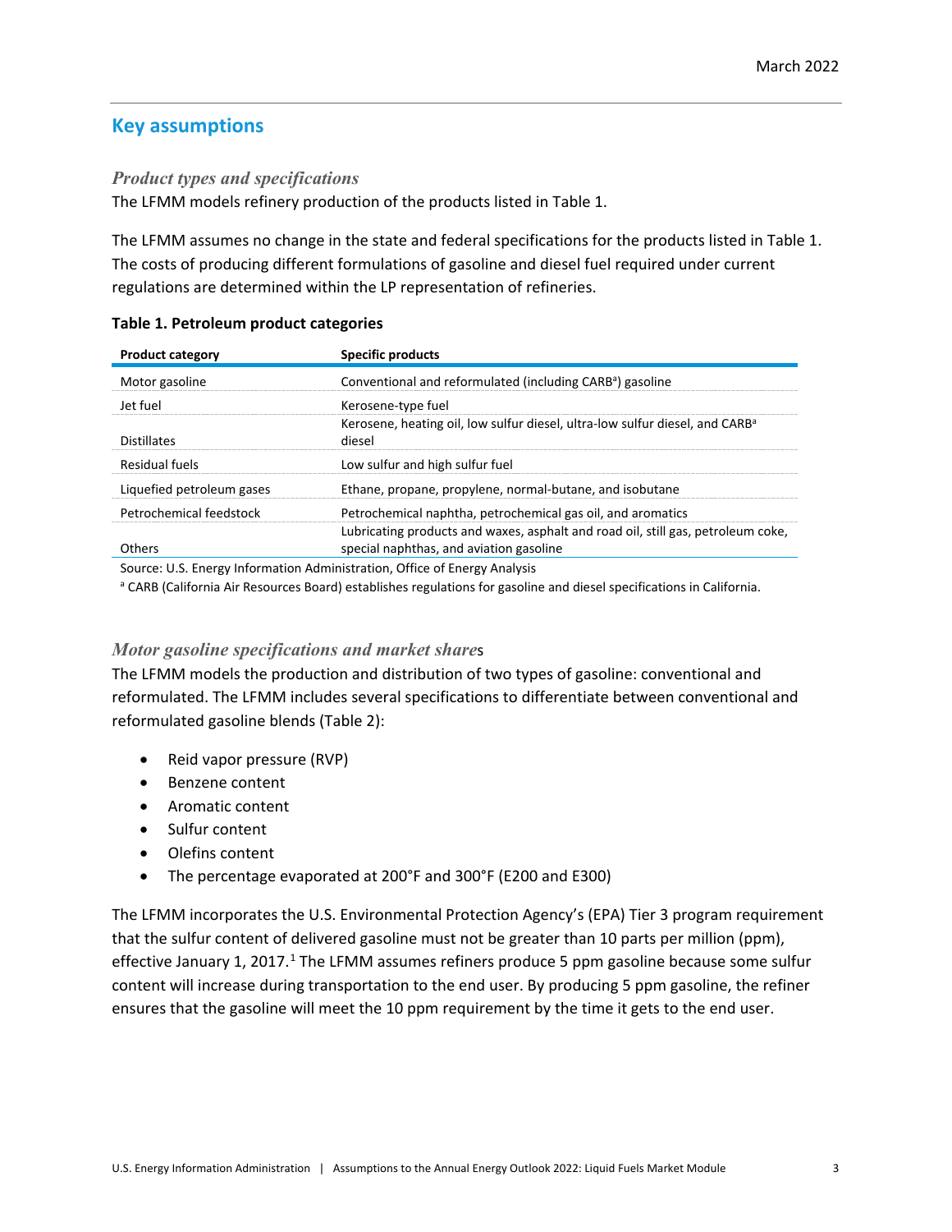## Key assumptions

### *Product types and specifications*

The LFMM models refinery production of the products listed in Table 1.

The LFMM assumes no change in the state and federal specifications for the products listed in Table 1. The costs of producing different formulations of gasoline and diesel fuel required under current regulations are determined within the LP representation of refineries.

**Table 1. Petroleum product categories**

| Product category | Specific products |
|---|---|
| Motor gasoline | Conventional and reformulated (including CARB[a]) gasoline |
| Jet fuel | Kerosene-type fuel |
| Distillates | Kerosene, heating oil, low sulfur diesel, ultra-low sulfur diesel, and CARB[a] diesel |
| Residual fuels | Low sulfur and high sulfur fuel |
| Liquefied petroleum gases | Ethane, propane, propylene, normal-butane, and isobutane |
| Petrochemical feedstock | Petrochemical naphtha, petrochemical gas oil, and aromatics |
| Others | Lubricating products and waxes, asphalt and road oil, still gas, petroleum coke, special naphthas, and aviation gasoline |

Source: U.S. Energy Information Administration, Office of Energy Analysis

[a] CARB (California Air Resources Board) establishes regulations for gasoline and diesel specifications in California.

### *Motor gasoline specifications and market shares*

The LFMM models the production and distribution of two types of gasoline: conventional and reformulated. The LFMM includes several specifications to differentiate between conventional and reformulated gasoline blends (Table 2):

- Reid vapor pressure (RVP)
- Benzene content
- Aromatic content
- Sulfur content
- Olefins content
- The percentage evaporated at 200°F and 300°F (E200 and E300)

The LFMM incorporates the U.S. Environmental Protection Agency's (EPA) Tier 3 program requirement that the sulfur content of delivered gasoline must not be greater than 10 parts per million (ppm), effective January 1, 2017.[1] The LFMM assumes refiners produce 5 ppm gasoline because some sulfur content will increase during transportation to the end user. By producing 5 ppm gasoline, the refiner ensures that the gasoline will meet the 10 ppm requirement by the time it gets to the end user.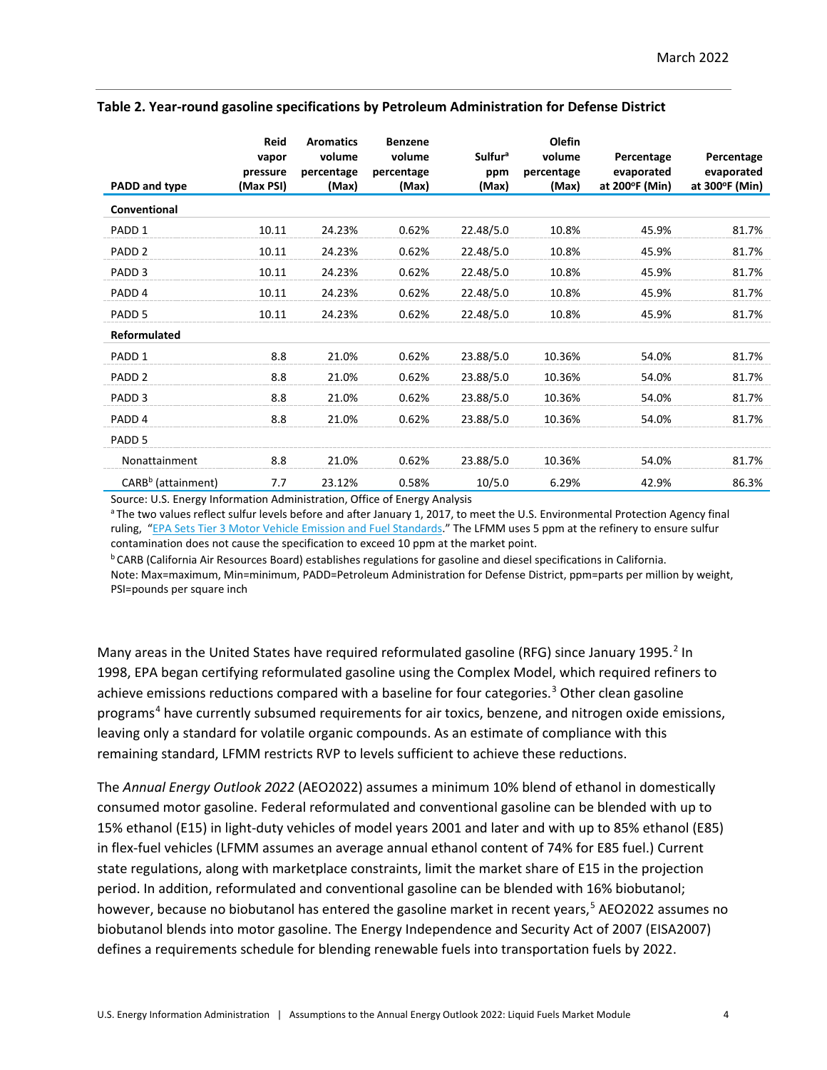**Table 2. Year-round gasoline specifications by Petroleum Administration for Defense District**

| PADD and type | Reid vapor pressure (Max PSI) | Aromatics volume percentage (Max) | Benzene volume percentage (Max) | Sulfur[a] ppm (Max) | Olefin volume percentage (Max) | Percentage evaporated at 200°F (Min) | Percentage evaporated at 300°F (Min) |
|---|---|---|---|---|---|---|---|
| **Conventional** | | | | | | | |
| PADD 1 | 10.11 | 24.23% | 0.62% | 22.48/5.0 | 10.8% | 45.9% | 81.7% |
| PADD 2 | 10.11 | 24.23% | 0.62% | 22.48/5.0 | 10.8% | 45.9% | 81.7% |
| PADD 3 | 10.11 | 24.23% | 0.62% | 22.48/5.0 | 10.8% | 45.9% | 81.7% |
| PADD 4 | 10.11 | 24.23% | 0.62% | 22.48/5.0 | 10.8% | 45.9% | 81.7% |
| PADD 5 | 10.11 | 24.23% | 0.62% | 22.48/5.0 | 10.8% | 45.9% | 81.7% |
| **Reformulated** | | | | | | | |
| PADD 1 | 8.8 | 21.0% | 0.62% | 23.88/5.0 | 10.36% | 54.0% | 81.7% |
| PADD 2 | 8.8 | 21.0% | 0.62% | 23.88/5.0 | 10.36% | 54.0% | 81.7% |
| PADD 3 | 8.8 | 21.0% | 0.62% | 23.88/5.0 | 10.36% | 54.0% | 81.7% |
| PADD 4 | 8.8 | 21.0% | 0.62% | 23.88/5.0 | 10.36% | 54.0% | 81.7% |
| PADD 5 | | | | | | | |
| Nonattainment | 8.8 | 21.0% | 0.62% | 23.88/5.0 | 10.36% | 54.0% | 81.7% |
| CARB[b] (attainment) | 7.7 | 23.12% | 0.58% | 10/5.0 | 6.29% | 42.9% | 86.3% |

Source: U.S. Energy Information Administration, Office of Energy Analysis

[a] The two values reflect sulfur levels before and after January 1, 2017, to meet the U.S. Environmental Protection Agency final ruling, "EPA Sets Tier 3 Motor Vehicle Emission and Fuel Standards." The LFMM uses 5 ppm at the refinery to ensure sulfur contamination does not cause the specification to exceed 10 ppm at the market point.

[b] CARB (California Air Resources Board) establishes regulations for gasoline and diesel specifications in California.

Note: Max=maximum, Min=minimum, PADD=Petroleum Administration for Defense District, ppm=parts per million by weight, PSI=pounds per square inch

Many areas in the United States have required reformulated gasoline (RFG) since January 1995.[2] In 1998, EPA began certifying reformulated gasoline using the Complex Model, which required refiners to achieve emissions reductions compared with a baseline for four categories.[3] Other clean gasoline programs[4] have currently subsumed requirements for air toxics, benzene, and nitrogen oxide emissions, leaving only a standard for volatile organic compounds. As an estimate of compliance with this remaining standard, LFMM restricts RVP to levels sufficient to achieve these reductions.

The *Annual Energy Outlook 2022* (AEO2022) assumes a minimum 10% blend of ethanol in domestically consumed motor gasoline. Federal reformulated and conventional gasoline can be blended with up to 15% ethanol (E15) in light-duty vehicles of model years 2001 and later and with up to 85% ethanol (E85) in flex-fuel vehicles (LFMM assumes an average annual ethanol content of 74% for E85 fuel.) Current state regulations, along with marketplace constraints, limit the market share of E15 in the projection period. In addition, reformulated and conventional gasoline can be blended with 16% biobutanol; however, because no biobutanol has entered the gasoline market in recent years,[5] AEO2022 assumes no biobutanol blends into motor gasoline. The Energy Independence and Security Act of 2007 (EISA2007) defines a requirements schedule for blending renewable fuels into transportation fuels by 2022.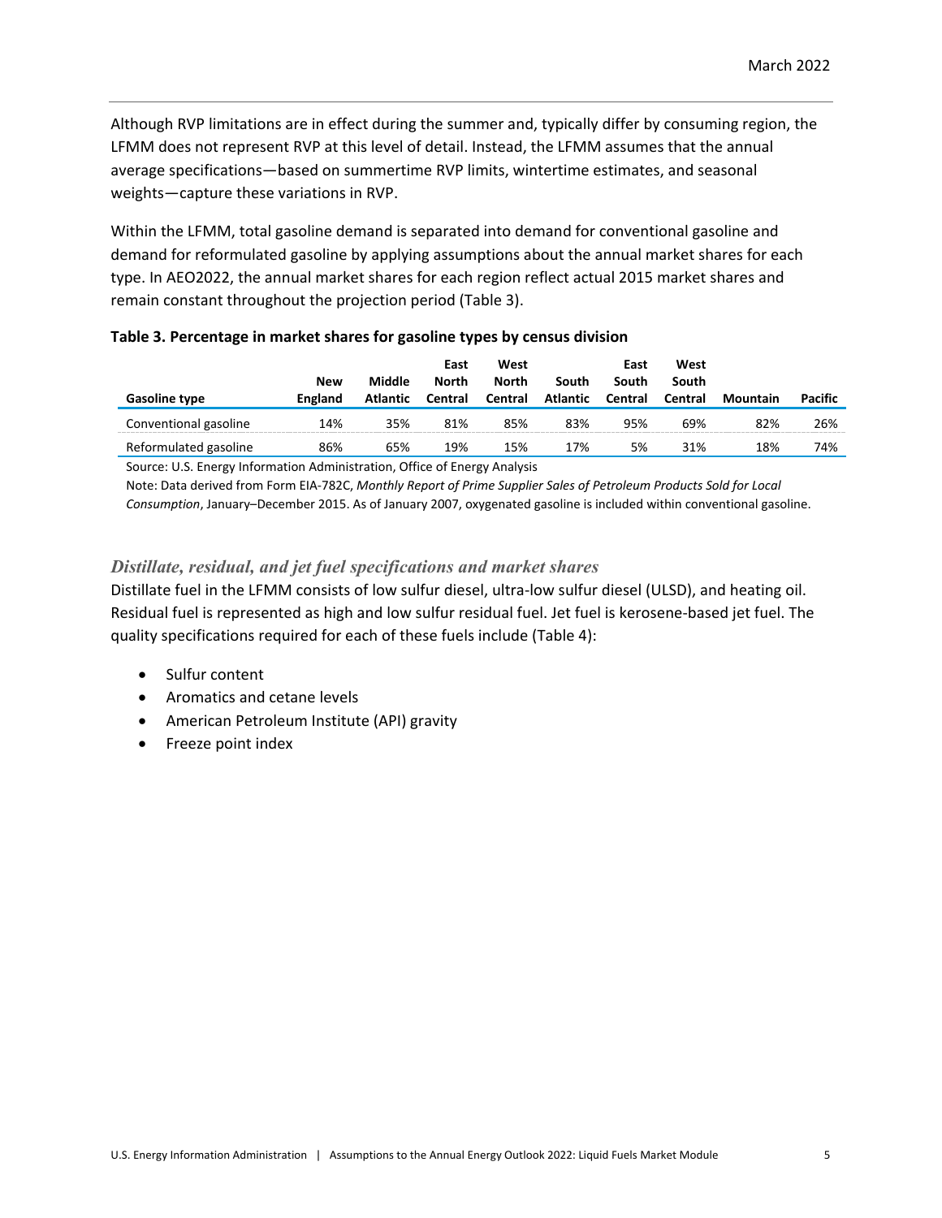Although RVP limitations are in effect during the summer and, typically differ by consuming region, the LFMM does not represent RVP at this level of detail. Instead, the LFMM assumes that the annual average specifications—based on summertime RVP limits, wintertime estimates, and seasonal weights—capture these variations in RVP.

Within the LFMM, total gasoline demand is separated into demand for conventional gasoline and demand for reformulated gasoline by applying assumptions about the annual market shares for each type. In AEO2022, the annual market shares for each region reflect actual 2015 market shares and remain constant throughout the projection period (Table 3).

**Table 3. Percentage in market shares for gasoline types by census division**

| Gasoline type | New England | Middle Atlantic | East North Central | West North Central | South Atlantic | East South Central | West South Central | Mountain | Pacific |
|---|---|---|---|---|---|---|---|---|---|
| Conventional gasoline | 14% | 35% | 81% | 85% | 83% | 95% | 69% | 82% | 26% |
| Reformulated gasoline | 86% | 65% | 19% | 15% | 17% | 5% | 31% | 18% | 74% |

Source: U.S. Energy Information Administration, Office of Energy Analysis

Note: Data derived from Form EIA-782C, *Monthly Report of Prime Supplier Sales of Petroleum Products Sold for Local Consumption*, January–December 2015. As of January 2007, oxygenated gasoline is included within conventional gasoline.

### *Distillate, residual, and jet fuel specifications and market shares*

Distillate fuel in the LFMM consists of low sulfur diesel, ultra-low sulfur diesel (ULSD), and heating oil. Residual fuel is represented as high and low sulfur residual fuel. Jet fuel is kerosene-based jet fuel. The quality specifications required for each of these fuels include (Table 4):

- Sulfur content
- Aromatics and cetane levels
- American Petroleum Institute (API) gravity
- Freeze point index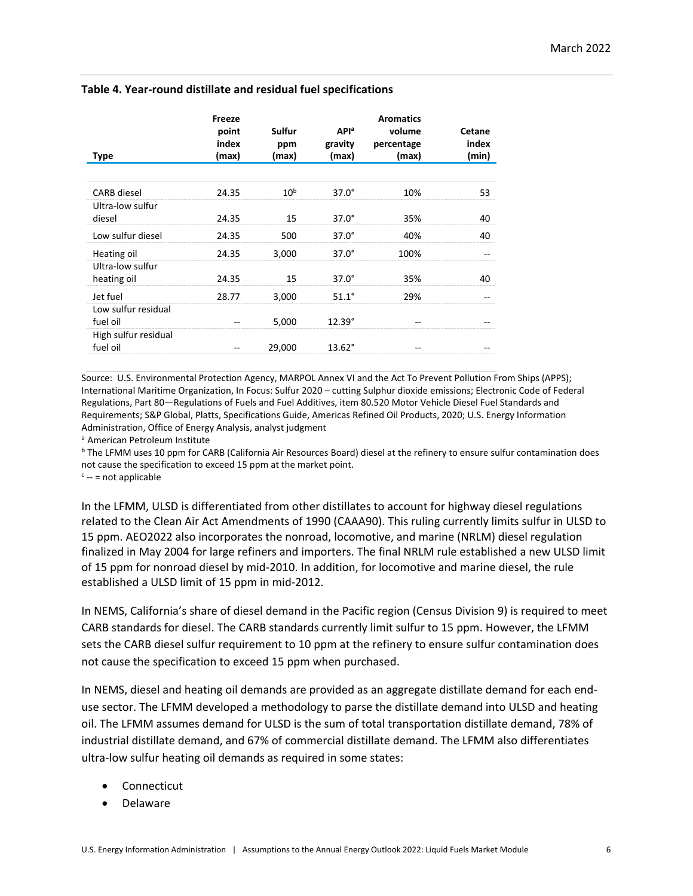**Table 4. Year-round distillate and residual fuel specifications**

| Type | Freeze point index (max) | Sulfur ppm (max) | API[a] gravity (max) | Aromatics volume percentage (max) | Cetane index (min) |
|---|---|---|---|---|---|
| CARB diesel | 24.35 | 10[b] | 37.0° | 10% | 53 |
| Ultra-low sulfur diesel | 24.35 | 15 | 37.0° | 35% | 40 |
| Low sulfur diesel | 24.35 | 500 | 37.0° | 40% | 40 |
| Heating oil | 24.35 | 3,000 | 37.0° | 100% | -- |
| Ultra-low sulfur heating oil | 24.35 | 15 | 37.0° | 35% | 40 |
| Jet fuel | 28.77 | 3,000 | 51.1° | 29% | -- |
| Low sulfur residual fuel oil | -- | 5,000 | 12.39° | -- | -- |
| High sulfur residual fuel oil | -- | 29,000 | 13.62° | -- | -- |

Source: U.S. Environmental Protection Agency, MARPOL Annex VI and the Act To Prevent Pollution From Ships (APPS); International Maritime Organization, In Focus: Sulfur 2020 – cutting Sulphur dioxide emissions; Electronic Code of Federal Regulations, Part 80—Regulations of Fuels and Fuel Additives, item 80.520 Motor Vehicle Diesel Fuel Standards and Requirements; S&P Global, Platts, Specifications Guide, Americas Refined Oil Products, 2020; U.S. Energy Information Administration, Office of Energy Analysis, analyst judgment

[a] American Petroleum Institute

[b] The LFMM uses 10 ppm for CARB (California Air Resources Board) diesel at the refinery to ensure sulfur contamination does not cause the specification to exceed 15 ppm at the market point.

[c] -- = not applicable

In the LFMM, ULSD is differentiated from other distillates to account for highway diesel regulations related to the Clean Air Act Amendments of 1990 (CAAA90). This ruling currently limits sulfur in ULSD to 15 ppm. AEO2022 also incorporates the nonroad, locomotive, and marine (NRLM) diesel regulation finalized in May 2004 for large refiners and importers. The final NRLM rule established a new ULSD limit of 15 ppm for nonroad diesel by mid-2010. In addition, for locomotive and marine diesel, the rule established a ULSD limit of 15 ppm in mid-2012.

In NEMS, California's share of diesel demand in the Pacific region (Census Division 9) is required to meet CARB standards for diesel. The CARB standards currently limit sulfur to 15 ppm. However, the LFMM sets the CARB diesel sulfur requirement to 10 ppm at the refinery to ensure sulfur contamination does not cause the specification to exceed 15 ppm when purchased.

In NEMS, diesel and heating oil demands are provided as an aggregate distillate demand for each end-use sector. The LFMM developed a methodology to parse the distillate demand into ULSD and heating oil. The LFMM assumes demand for ULSD is the sum of total transportation distillate demand, 78% of industrial distillate demand, and 67% of commercial distillate demand. The LFMM also differentiates ultra-low sulfur heating oil demands as required in some states:

- Connecticut
- Delaware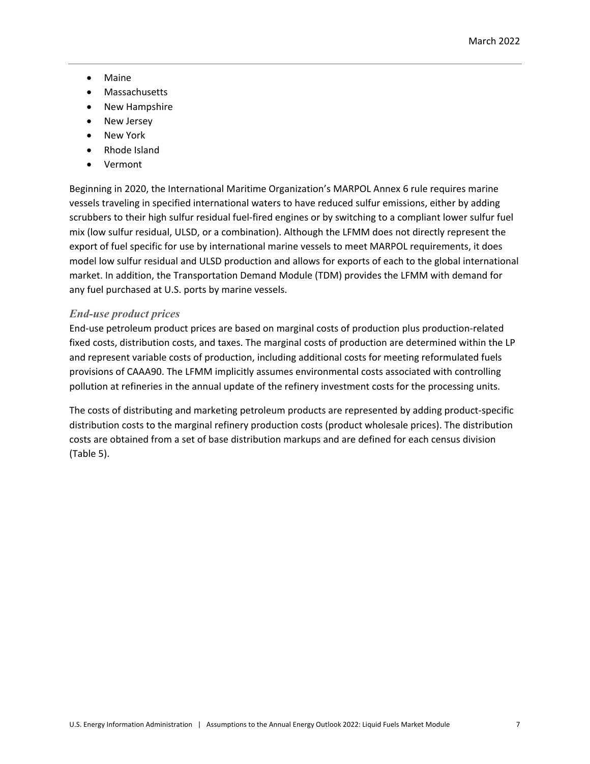- Maine
- Massachusetts
- New Hampshire
- New Jersey
- New York
- Rhode Island
- Vermont

Beginning in 2020, the International Maritime Organization's MARPOL Annex 6 rule requires marine vessels traveling in specified international waters to have reduced sulfur emissions, either by adding scrubbers to their high sulfur residual fuel-fired engines or by switching to a compliant lower sulfur fuel mix (low sulfur residual, ULSD, or a combination). Although the LFMM does not directly represent the export of fuel specific for use by international marine vessels to meet MARPOL requirements, it does model low sulfur residual and ULSD production and allows for exports of each to the global international market. In addition, the Transportation Demand Module (TDM) provides the LFMM with demand for any fuel purchased at U.S. ports by marine vessels.

### *End-use product prices*

End-use petroleum product prices are based on marginal costs of production plus production-related fixed costs, distribution costs, and taxes. The marginal costs of production are determined within the LP and represent variable costs of production, including additional costs for meeting reformulated fuels provisions of CAAA90. The LFMM implicitly assumes environmental costs associated with controlling pollution at refineries in the annual update of the refinery investment costs for the processing units.

The costs of distributing and marketing petroleum products are represented by adding product-specific distribution costs to the marginal refinery production costs (product wholesale prices). The distribution costs are obtained from a set of base distribution markups and are defined for each census division (Table 5).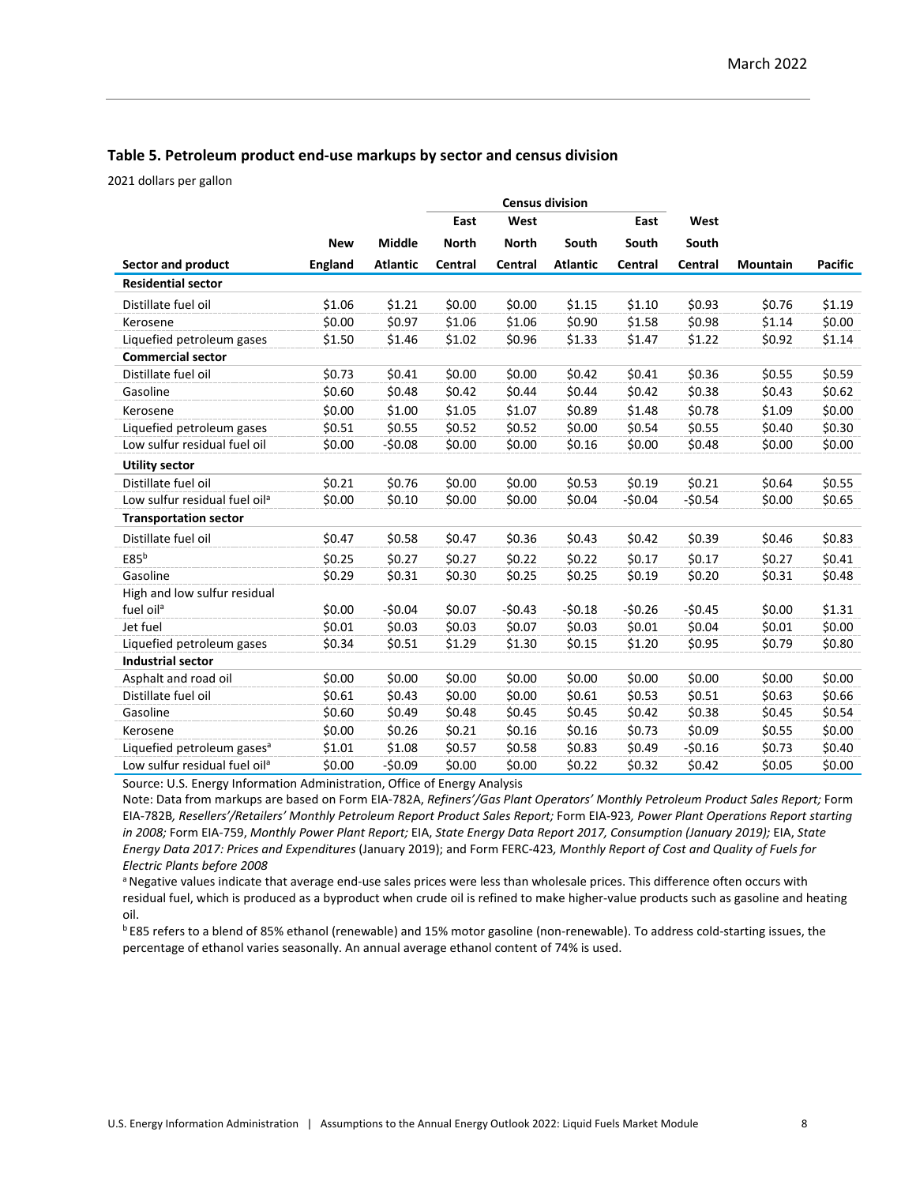### Table 5. Petroleum product end-use markups by sector and census division

2021 dollars per gallon

| | Census division | | | | | | | | |
|---|---|---|---|---|---|---|---|---|---|
| Sector and product | New England | Middle Atlantic | East North Central | West North Central | South Atlantic | East South Central | West South Central | Mountain | Pacific |
| **Residential sector** | | | | | | | | | |
| Distillate fuel oil | $1.06 | $1.21 | $0.00 | $0.00 | $1.15 | $1.10 | $0.93 | $0.76 | $1.19 |
| Kerosene | $0.00 | $0.97 | $1.06 | $1.06 | $0.90 | $1.58 | $0.98 | $1.14 | $0.00 |
| Liquefied petroleum gases | $1.50 | $1.46 | $1.02 | $0.96 | $1.33 | $1.47 | $1.22 | $0.92 | $1.14 |
| **Commercial sector** | | | | | | | | | |
| Distillate fuel oil | $0.73 | $0.41 | $0.00 | $0.00 | $0.42 | $0.41 | $0.36 | $0.55 | $0.59 |
| Gasoline | $0.60 | $0.48 | $0.42 | $0.44 | $0.44 | $0.42 | $0.38 | $0.43 | $0.62 |
| Kerosene | $0.00 | $1.00 | $1.05 | $1.07 | $0.89 | $1.48 | $0.78 | $1.09 | $0.00 |
| Liquefied petroleum gases | $0.51 | $0.55 | $0.52 | $0.52 | $0.00 | $0.54 | $0.55 | $0.40 | $0.30 |
| Low sulfur residual fuel oil | $0.00 | -$0.08 | $0.00 | $0.00 | $0.16 | $0.00 | $0.48 | $0.00 | $0.00 |
| **Utility sector** | | | | | | | | | |
| Distillate fuel oil | $0.21 | $0.76 | $0.00 | $0.00 | $0.53 | $0.19 | $0.21 | $0.64 | $0.55 |
| Low sulfur residual fuel oil[a] | $0.00 | $0.10 | $0.00 | $0.00 | $0.04 | -$0.04 | -$0.54 | $0.00 | $0.65 |
| **Transportation sector** | | | | | | | | | |
| Distillate fuel oil | $0.47 | $0.58 | $0.47 | $0.36 | $0.43 | $0.42 | $0.39 | $0.46 | $0.83 |
| E85[b] | $0.25 | $0.27 | $0.27 | $0.22 | $0.22 | $0.17 | $0.17 | $0.27 | $0.41 |
| Gasoline | $0.29 | $0.31 | $0.30 | $0.25 | $0.25 | $0.19 | $0.20 | $0.31 | $0.48 |
| High and low sulfur residual fuel oil[a] | $0.00 | -$0.04 | $0.07 | -$0.43 | -$0.18 | -$0.26 | -$0.45 | $0.00 | $1.31 |
| Jet fuel | $0.01 | $0.03 | $0.03 | $0.07 | $0.03 | $0.01 | $0.04 | $0.01 | $0.00 |
| Liquefied petroleum gases | $0.34 | $0.51 | $1.29 | $1.30 | $0.15 | $1.20 | $0.95 | $0.79 | $0.80 |
| **Industrial sector** | | | | | | | | | |
| Asphalt and road oil | $0.00 | $0.00 | $0.00 | $0.00 | $0.00 | $0.00 | $0.00 | $0.00 | $0.00 |
| Distillate fuel oil | $0.61 | $0.43 | $0.00 | $0.00 | $0.61 | $0.53 | $0.51 | $0.63 | $0.66 |
| Gasoline | $0.60 | $0.49 | $0.48 | $0.45 | $0.45 | $0.42 | $0.38 | $0.45 | $0.54 |
| Kerosene | $0.00 | $0.26 | $0.21 | $0.16 | $0.16 | $0.73 | $0.09 | $0.55 | $0.00 |
| Liquefied petroleum gases[a] | $1.01 | $1.08 | $0.57 | $0.58 | $0.83 | $0.49 | -$0.16 | $0.73 | $0.40 |
| Low sulfur residual fuel oil[a] | $0.00 | -$0.09 | $0.00 | $0.00 | $0.22 | $0.32 | $0.42 | $0.05 | $0.00 |

Source: U.S. Energy Information Administration, Office of Energy Analysis

Note: Data from markups are based on Form EIA-782A, *Refiners'/Gas Plant Operators' Monthly Petroleum Product Sales Report;* Form EIA-782B*, Resellers'/Retailers' Monthly Petroleum Report Product Sales Report;* Form EIA-923*, Power Plant Operations Report starting in 2008;* Form EIA-759, *Monthly Power Plant Report;* EIA, *State Energy Data Report 2017, Consumption (January 2019);* EIA, *State Energy Data 2017: Prices and Expenditures* (January 2019); and Form FERC-423*, Monthly Report of Cost and Quality of Fuels for Electric Plants before 2008*

[a] Negative values indicate that average end-use sales prices were less than wholesale prices. This difference often occurs with residual fuel, which is produced as a byproduct when crude oil is refined to make higher-value products such as gasoline and heating oil.

[b] E85 refers to a blend of 85% ethanol (renewable) and 15% motor gasoline (non-renewable). To address cold-starting issues, the percentage of ethanol varies seasonally. An annual average ethanol content of 74% is used.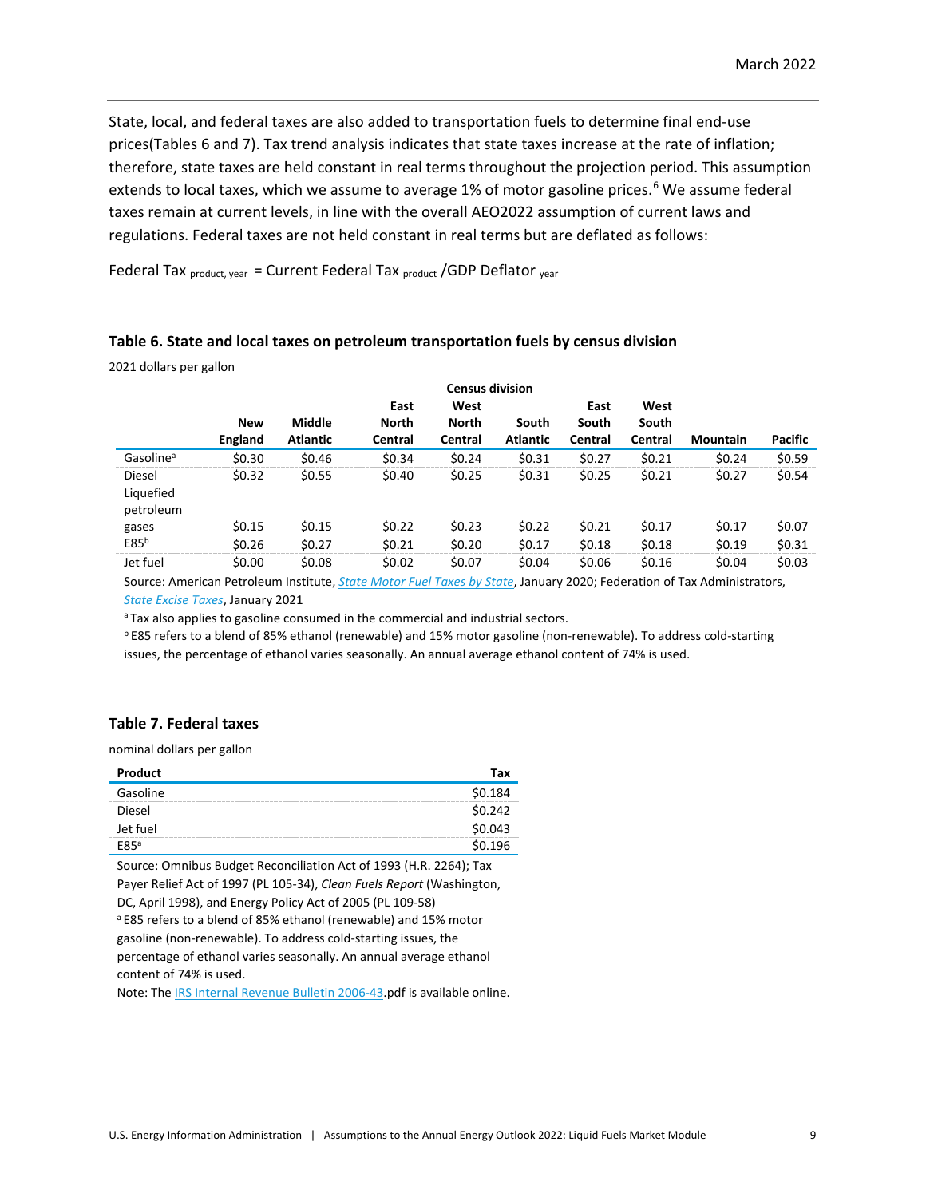State, local, and federal taxes are also added to transportation fuels to determine final end-use prices(Tables 6 and 7). Tax trend analysis indicates that state taxes increase at the rate of inflation; therefore, state taxes are held constant in real terms throughout the projection period. This assumption extends to local taxes, which we assume to average 1% of motor gasoline prices.[6] We assume federal taxes remain at current levels, in line with the overall AEO2022 assumption of current laws and regulations. Federal taxes are not held constant in real terms but are deflated as follows:

$$\text{Federal Tax}_{\text{product, year}} = \text{Current Federal Tax}_{\text{product}} / \text{GDP Deflator}_{\text{year}}$$

### Table 6. State and local taxes on petroleum transportation fuels by census division

2021 dollars per gallon

| | Census division | | | | | | | | |
|---|---|---|---|---|---|---|---|---|---|
| | New England | Middle Atlantic | East North Central | West North Central | South Atlantic | East South Central | West South Central | Mountain | Pacific |
| Gasoline[a] | $0.30 | $0.46 | $0.34 | $0.24 | $0.31 | $0.27 | $0.21 | $0.24 | $0.59 |
| Diesel | $0.32 | $0.55 | $0.40 | $0.25 | $0.31 | $0.25 | $0.21 | $0.27 | $0.54 |
| Liquefied petroleum gases | $0.15 | $0.15 | $0.22 | $0.23 | $0.22 | $0.21 | $0.17 | $0.17 | $0.07 |
| E85[b] | $0.26 | $0.27 | $0.21 | $0.20 | $0.17 | $0.18 | $0.18 | $0.19 | $0.31 |
| Jet fuel | $0.00 | $0.08 | $0.02 | $0.07 | $0.04 | $0.06 | $0.16 | $0.04 | $0.03 |

Source: American Petroleum Institute, *State Motor Fuel Taxes by State*, January 2020; Federation of Tax Administrators, *State Excise Taxes*, January 2021

[a] Tax also applies to gasoline consumed in the commercial and industrial sectors.

[b] E85 refers to a blend of 85% ethanol (renewable) and 15% motor gasoline (non-renewable). To address cold-starting issues, the percentage of ethanol varies seasonally. An annual average ethanol content of 74% is used.

### Table 7. Federal taxes

nominal dollars per gallon

| Product | Tax |
|---|---|
| Gasoline | $0.184 |
| Diesel | $0.242 |
| Jet fuel | $0.043 |
| E85[a] | $0.196 |

Source: Omnibus Budget Reconciliation Act of 1993 (H.R. 2264); Tax Payer Relief Act of 1997 (PL 105-34), *Clean Fuels Report* (Washington, DC, April 1998), and Energy Policy Act of 2005 (PL 109-58)

[a] E85 refers to a blend of 85% ethanol (renewable) and 15% motor gasoline (non-renewable). To address cold-starting issues, the percentage of ethanol varies seasonally. An annual average ethanol content of 74% is used.

Note: The IRS Internal Revenue Bulletin 2006-43.pdf is available online.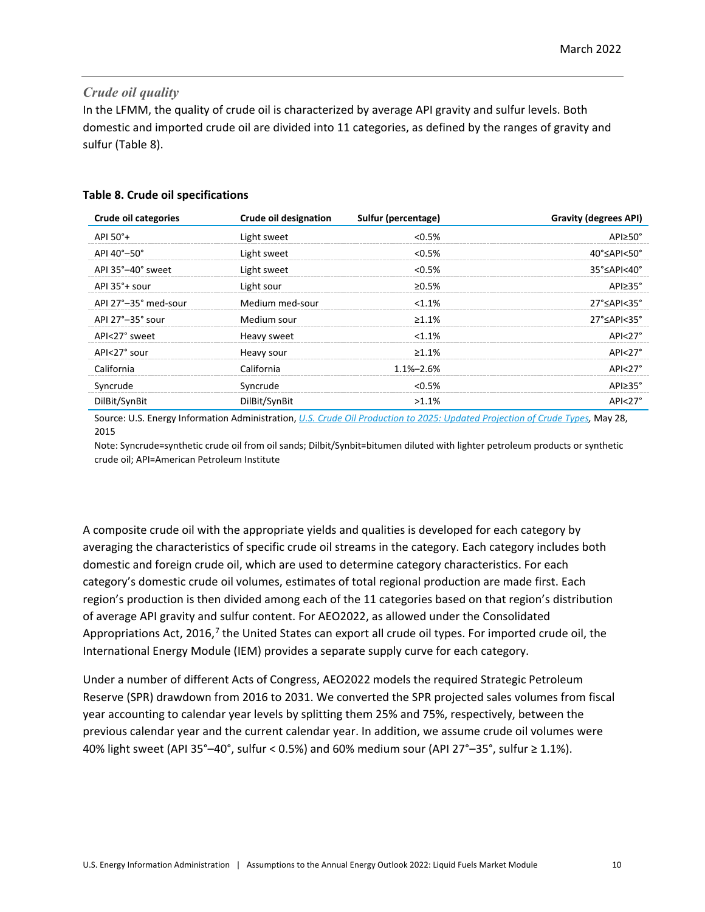### *Crude oil quality*

In the LFMM, the quality of crude oil is characterized by average API gravity and sulfur levels. Both domestic and imported crude oil are divided into 11 categories, as defined by the ranges of gravity and sulfur (Table 8).

**Table 8. Crude oil specifications**

| Crude oil categories | Crude oil designation | Sulfur (percentage) | Gravity (degrees API) |
|---|---|---|---|
| API 50°+ | Light sweet | <0.5% | API≥50° |
| API 40°–50° | Light sweet | <0.5% | 40°≤API<50° |
| API 35°–40° sweet | Light sweet | <0.5% | 35°≤API<40° |
| API 35°+ sour | Light sour | ≥0.5% | API≥35° |
| API 27°–35° med-sour | Medium med-sour | <1.1% | 27°≤API<35° |
| API 27°–35° sour | Medium sour | ≥1.1% | 27°≤API<35° |
| API<27° sweet | Heavy sweet | <1.1% | API<27° |
| API<27° sour | Heavy sour | ≥1.1% | API<27° |
| California | California | 1.1%–2.6% | API<27° |
| Syncrude | Syncrude | <0.5% | API≥35° |
| DilBit/SynBit | DilBit/SynBit | >1.1% | API<27° |

Source: U.S. Energy Information Administration, *U.S. Crude Oil Production to 2025: Updated Projection of Crude Types*, May 28, 2015

Note: Syncrude=synthetic crude oil from oil sands; Dilbit/Synbit=bitumen diluted with lighter petroleum products or synthetic crude oil; API=American Petroleum Institute

A composite crude oil with the appropriate yields and qualities is developed for each category by averaging the characteristics of specific crude oil streams in the category. Each category includes both domestic and foreign crude oil, which are used to determine category characteristics. For each category's domestic crude oil volumes, estimates of total regional production are made first. Each region's production is then divided among each of the 11 categories based on that region's distribution of average API gravity and sulfur content. For AEO2022, as allowed under the Consolidated Appropriations Act, 2016,[7] the United States can export all crude oil types. For imported crude oil, the International Energy Module (IEM) provides a separate supply curve for each category.

Under a number of different Acts of Congress, AEO2022 models the required Strategic Petroleum Reserve (SPR) drawdown from 2016 to 2031. We converted the SPR projected sales volumes from fiscal year accounting to calendar year levels by splitting them 25% and 75%, respectively, between the previous calendar year and the current calendar year. In addition, we assume crude oil volumes were 40% light sweet (API 35°–40°, sulfur < 0.5%) and 60% medium sour (API 27°–35°, sulfur ≥ 1.1%).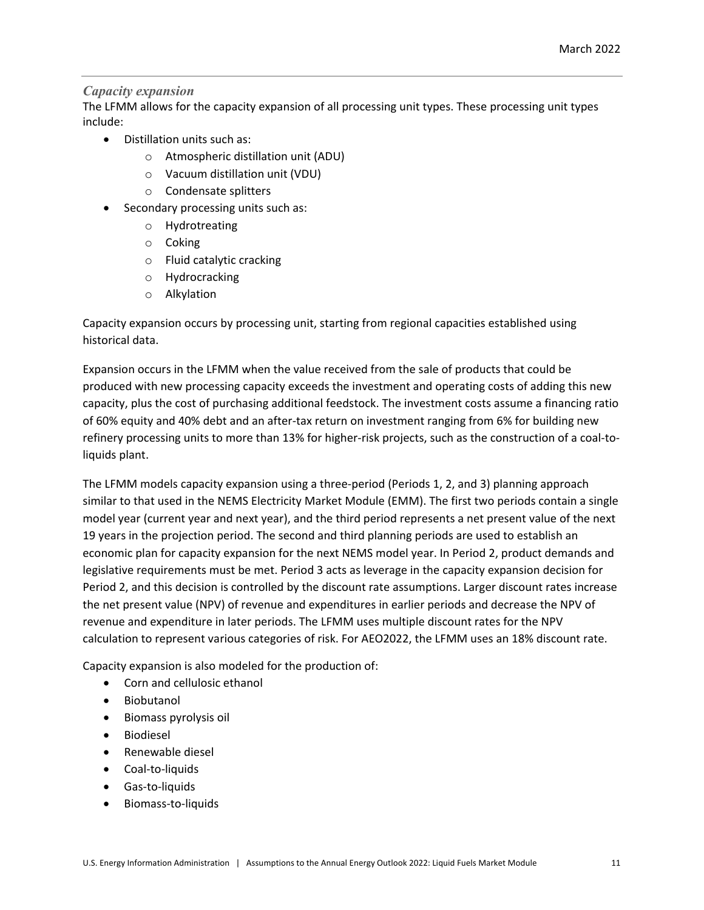### *Capacity expansion*

The LFMM allows for the capacity expansion of all processing unit types. These processing unit types include:

- Distillation units such as:
  - Atmospheric distillation unit (ADU)
  - Vacuum distillation unit (VDU)
  - Condensate splitters
- Secondary processing units such as:
  - Hydrotreating
  - Coking
  - Fluid catalytic cracking
  - Hydrocracking
  - Alkylation

Capacity expansion occurs by processing unit, starting from regional capacities established using historical data.

Expansion occurs in the LFMM when the value received from the sale of products that could be produced with new processing capacity exceeds the investment and operating costs of adding this new capacity, plus the cost of purchasing additional feedstock. The investment costs assume a financing ratio of 60% equity and 40% debt and an after-tax return on investment ranging from 6% for building new refinery processing units to more than 13% for higher-risk projects, such as the construction of a coal-to-liquids plant.

The LFMM models capacity expansion using a three-period (Periods 1, 2, and 3) planning approach similar to that used in the NEMS Electricity Market Module (EMM). The first two periods contain a single model year (current year and next year), and the third period represents a net present value of the next 19 years in the projection period. The second and third planning periods are used to establish an economic plan for capacity expansion for the next NEMS model year. In Period 2, product demands and legislative requirements must be met. Period 3 acts as leverage in the capacity expansion decision for Period 2, and this decision is controlled by the discount rate assumptions. Larger discount rates increase the net present value (NPV) of revenue and expenditures in earlier periods and decrease the NPV of revenue and expenditure in later periods. The LFMM uses multiple discount rates for the NPV calculation to represent various categories of risk. For AEO2022, the LFMM uses an 18% discount rate.

Capacity expansion is also modeled for the production of:

- Corn and cellulosic ethanol
- Biobutanol
- Biomass pyrolysis oil
- Biodiesel
- Renewable diesel
- Coal-to-liquids
- Gas-to-liquids
- Biomass-to-liquids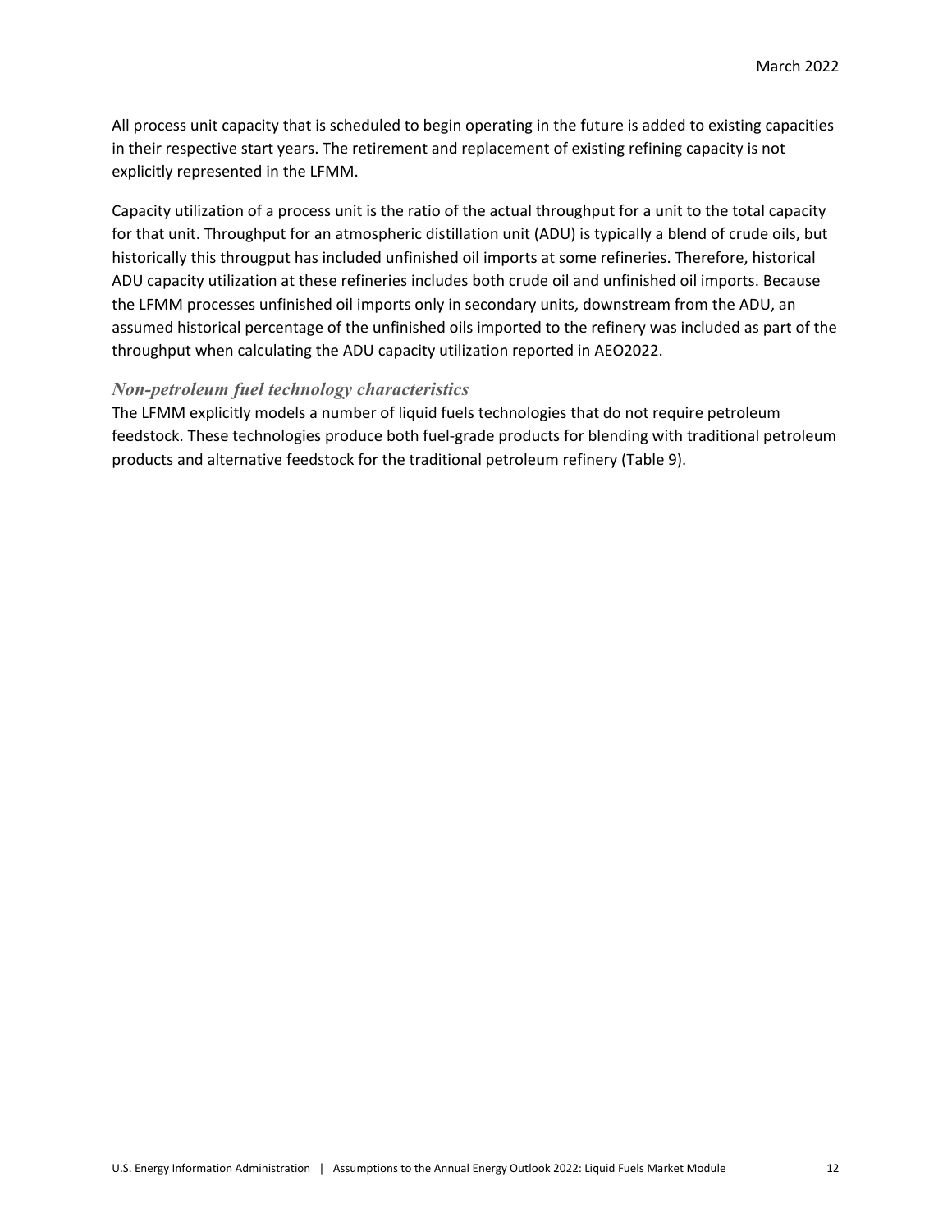All process unit capacity that is scheduled to begin operating in the future is added to existing capacities in their respective start years. The retirement and replacement of existing refining capacity is not explicitly represented in the LFMM.

Capacity utilization of a process unit is the ratio of the actual throughput for a unit to the total capacity for that unit. Throughput for an atmospheric distillation unit (ADU) is typically a blend of crude oils, but historically this througput has included unfinished oil imports at some refineries. Therefore, historical ADU capacity utilization at these refineries includes both crude oil and unfinished oil imports. Because the LFMM processes unfinished oil imports only in secondary units, downstream from the ADU, an assumed historical percentage of the unfinished oils imported to the refinery was included as part of the throughput when calculating the ADU capacity utilization reported in AEO2022.

### *Non-petroleum fuel technology characteristics*

The LFMM explicitly models a number of liquid fuels technologies that do not require petroleum feedstock. These technologies produce both fuel-grade products for blending with traditional petroleum products and alternative feedstock for the traditional petroleum refinery (Table 9).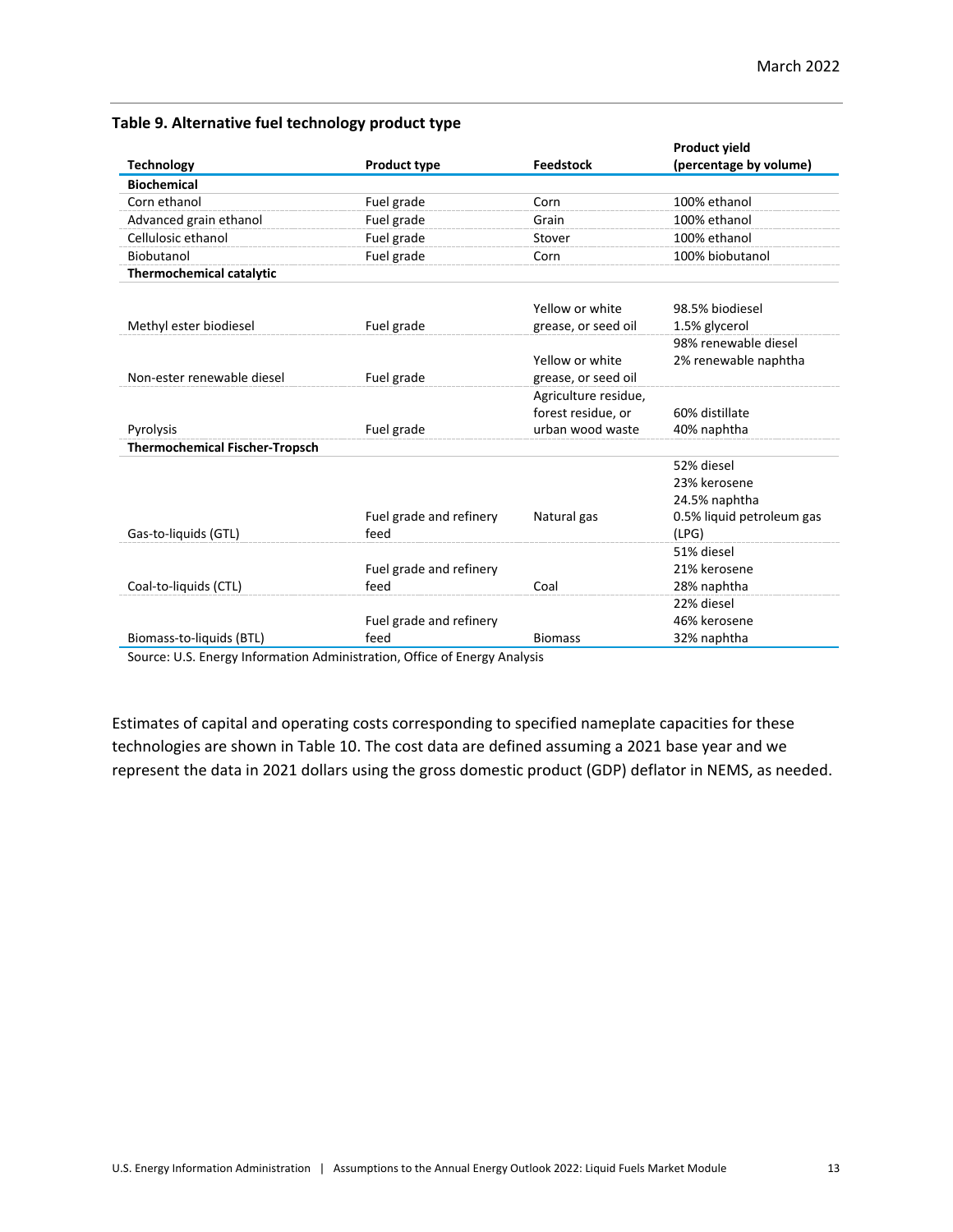**Table 9. Alternative fuel technology product type**

| Technology | Product type | Feedstock | Product yield (percentage by volume) |
|---|---|---|---|
| **Biochemical** | | | |
| Corn ethanol | Fuel grade | Corn | 100% ethanol |
| Advanced grain ethanol | Fuel grade | Grain | 100% ethanol |
| Cellulosic ethanol | Fuel grade | Stover | 100% ethanol |
| Biobutanol | Fuel grade | Corn | 100% biobutanol |
| **Thermochemical catalytic** | | | |
| Methyl ester biodiesel | Fuel grade | Yellow or white grease, or seed oil | 98.5% biodiesel<br>1.5% glycerol |
| Non-ester renewable diesel | Fuel grade | Yellow or white grease, or seed oil | 98% renewable diesel<br>2% renewable naphtha |
| Pyrolysis | Fuel grade | Agriculture residue, forest residue, or urban wood waste | 60% distillate<br>40% naphtha |
| **Thermochemical Fischer-Tropsch** | | | |
| Gas-to-liquids (GTL) | Fuel grade and refinery feed | Natural gas | 52% diesel<br>23% kerosene<br>24.5% naphtha<br>0.5% liquid petroleum gas (LPG) |
| Coal-to-liquids (CTL) | Fuel grade and refinery feed | Coal | 51% diesel<br>21% kerosene<br>28% naphtha |
| Biomass-to-liquids (BTL) | Fuel grade and refinery feed | Biomass | 22% diesel<br>46% kerosene<br>32% naphtha |

Source: U.S. Energy Information Administration, Office of Energy Analysis

Estimates of capital and operating costs corresponding to specified nameplate capacities for these technologies are shown in Table 10. The cost data are defined assuming a 2021 base year and we represent the data in 2021 dollars using the gross domestic product (GDP) deflator in NEMS, as needed.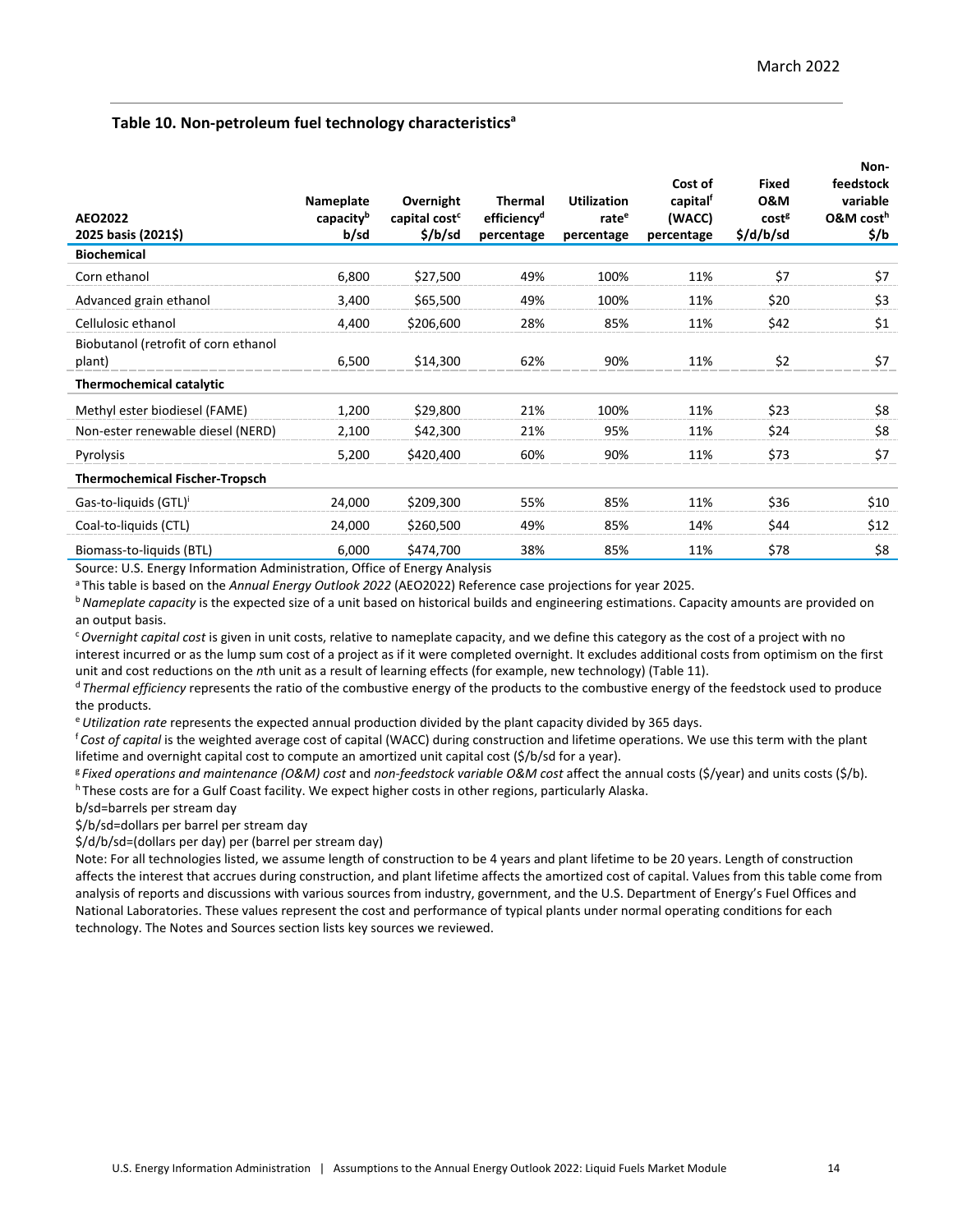**Table 10. Non-petroleum fuel technology characteristics[a]**

| AEO2022 2025 basis (2021$) | Nameplate capacity[b] b/sd | Overnight capital cost[c] $/b/sd | Thermal efficiency[d] percentage | Utilization rate[e] percentage | Cost of capital[f] (WACC) percentage | Fixed O&M cost[g] $/d/b/sd | Non-feedstock variable O&M cost[h] $/b |
|---|---|---|---|---|---|---|---|
| **Biochemical** | | | | | | | |
| Corn ethanol | 6,800 | $27,500 | 49% | 100% | 11% | $7 | $7 |
| Advanced grain ethanol | 3,400 | $65,500 | 49% | 100% | 11% | $20 | $3 |
| Cellulosic ethanol | 4,400 | $206,600 | 28% | 85% | 11% | $42 | $1 |
| Biobutanol (retrofit of corn ethanol plant) | 6,500 | $14,300 | 62% | 90% | 11% | $2 | $7 |
| **Thermochemical catalytic** | | | | | | | |
| Methyl ester biodiesel (FAME) | 1,200 | $29,800 | 21% | 100% | 11% | $23 | $8 |
| Non-ester renewable diesel (NERD) | 2,100 | $42,300 | 21% | 95% | 11% | $24 | $8 |
| Pyrolysis | 5,200 | $420,400 | 60% | 90% | 11% | $73 | $7 |
| **Thermochemical Fischer-Tropsch** | | | | | | | |
| Gas-to-liquids (GTL)[i] | 24,000 | $209,300 | 55% | 85% | 11% | $36 | $10 |
| Coal-to-liquids (CTL) | 24,000 | $260,500 | 49% | 85% | 14% | $44 | $12 |
| Biomass-to-liquids (BTL) | 6,000 | $474,700 | 38% | 85% | 11% | $78 | $8 |

Source: U.S. Energy Information Administration, Office of Energy Analysis

[a] This table is based on the *Annual Energy Outlook 2022* (AEO2022) Reference case projections for year 2025.

[b] *Nameplate capacity* is the expected size of a unit based on historical builds and engineering estimations. Capacity amounts are provided on an output basis.

[c] *Overnight capital cost* is given in unit costs, relative to nameplate capacity, and we define this category as the cost of a project with no interest incurred or as the lump sum cost of a project as if it were completed overnight. It excludes additional costs from optimism on the first unit and cost reductions on the *n*th unit as a result of learning effects (for example, new technology) (Table 11).

[d] *Thermal efficiency* represents the ratio of the combustive energy of the products to the combustive energy of the feedstock used to produce the products.

[e] *Utilization rate* represents the expected annual production divided by the plant capacity divided by 365 days.

[f] *Cost of capital* is the weighted average cost of capital (WACC) during construction and lifetime operations. We use this term with the plant lifetime and overnight capital cost to compute an amortized unit capital cost ($/b/sd for a year).

[g] *Fixed operations and maintenance (O&M) cost* and *non-feedstock variable O&M cost* affect the annual costs ($/year) and units costs ($/b).

[h] These costs are for a Gulf Coast facility. We expect higher costs in other regions, particularly Alaska.

b/sd=barrels per stream day

$/b/sd=dollars per barrel per stream day

$/d/b/sd=(dollars per day) per (barrel per stream day)

Note: For all technologies listed, we assume length of construction to be 4 years and plant lifetime to be 20 years. Length of construction affects the interest that accrues during construction, and plant lifetime affects the amortized cost of capital. Values from this table come from analysis of reports and discussions with various sources from industry, government, and the U.S. Department of Energy's Fuel Offices and National Laboratories. These values represent the cost and performance of typical plants under normal operating conditions for each technology. The Notes and Sources section lists key sources we reviewed.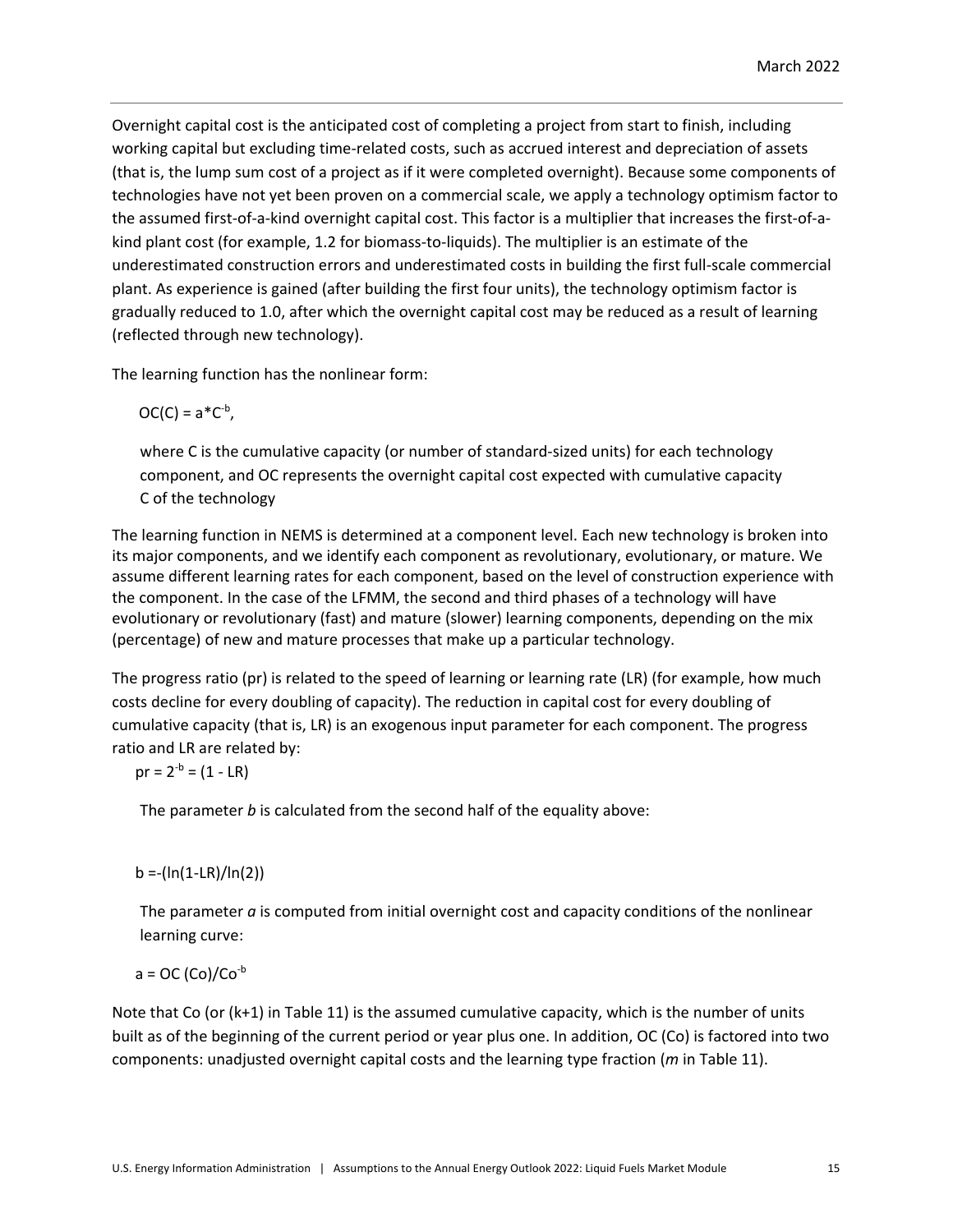Overnight capital cost is the anticipated cost of completing a project from start to finish, including working capital but excluding time-related costs, such as accrued interest and depreciation of assets (that is, the lump sum cost of a project as if it were completed overnight). Because some components of technologies have not yet been proven on a commercial scale, we apply a technology optimism factor to the assumed first-of-a-kind overnight capital cost. This factor is a multiplier that increases the first-of-a-kind plant cost (for example, 1.2 for biomass-to-liquids). The multiplier is an estimate of the underestimated construction errors and underestimated costs in building the first full-scale commercial plant. As experience is gained (after building the first four units), the technology optimism factor is gradually reduced to 1.0, after which the overnight capital cost may be reduced as a result of learning (reflected through new technology).

The learning function has the nonlinear form:

$OC(C) = a*C^{-b}$,

where C is the cumulative capacity (or number of standard-sized units) for each technology component, and OC represents the overnight capital cost expected with cumulative capacity C of the technology

The learning function in NEMS is determined at a component level. Each new technology is broken into its major components, and we identify each component as revolutionary, evolutionary, or mature. We assume different learning rates for each component, based on the level of construction experience with the component. In the case of the LFMM, the second and third phases of a technology will have evolutionary or revolutionary (fast) and mature (slower) learning components, depending on the mix (percentage) of new and mature processes that make up a particular technology.

The progress ratio (pr) is related to the speed of learning or learning rate (LR) (for example, how much costs decline for every doubling of capacity). The reduction in capital cost for every doubling of cumulative capacity (that is, LR) is an exogenous input parameter for each component. The progress ratio and LR are related by:

$pr = 2^{-b} = (1 - LR)$

The parameter *b* is calculated from the second half of the equality above:

$b = -(\ln(1-LR)/\ln(2))$

The parameter *a* is computed from initial overnight cost and capacity conditions of the nonlinear learning curve:

$a = OC(Co)/Co^{-b}$

Note that Co (or (k+1) in Table 11) is the assumed cumulative capacity, which is the number of units built as of the beginning of the current period or year plus one. In addition, OC (Co) is factored into two components: unadjusted overnight capital costs and the learning type fraction (*m* in Table 11).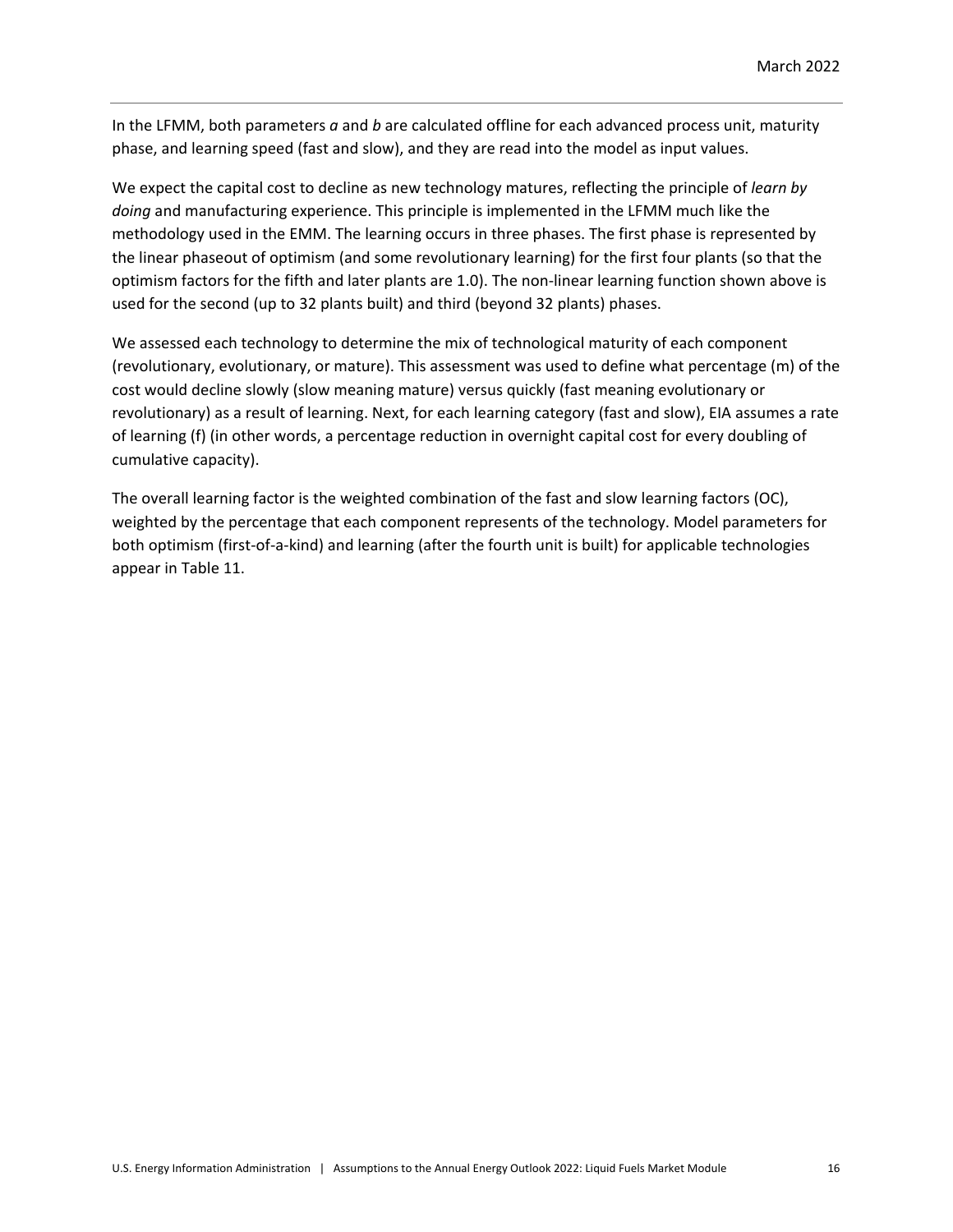In the LFMM, both parameters *a* and *b* are calculated offline for each advanced process unit, maturity phase, and learning speed (fast and slow), and they are read into the model as input values.

We expect the capital cost to decline as new technology matures, reflecting the principle of *learn by doing* and manufacturing experience. This principle is implemented in the LFMM much like the methodology used in the EMM. The learning occurs in three phases. The first phase is represented by the linear phaseout of optimism (and some revolutionary learning) for the first four plants (so that the optimism factors for the fifth and later plants are 1.0). The non-linear learning function shown above is used for the second (up to 32 plants built) and third (beyond 32 plants) phases.

We assessed each technology to determine the mix of technological maturity of each component (revolutionary, evolutionary, or mature). This assessment was used to define what percentage (m) of the cost would decline slowly (slow meaning mature) versus quickly (fast meaning evolutionary or revolutionary) as a result of learning. Next, for each learning category (fast and slow), EIA assumes a rate of learning (f) (in other words, a percentage reduction in overnight capital cost for every doubling of cumulative capacity).

The overall learning factor is the weighted combination of the fast and slow learning factors (OC), weighted by the percentage that each component represents of the technology. Model parameters for both optimism (first-of-a-kind) and learning (after the fourth unit is built) for applicable technologies appear in Table 11.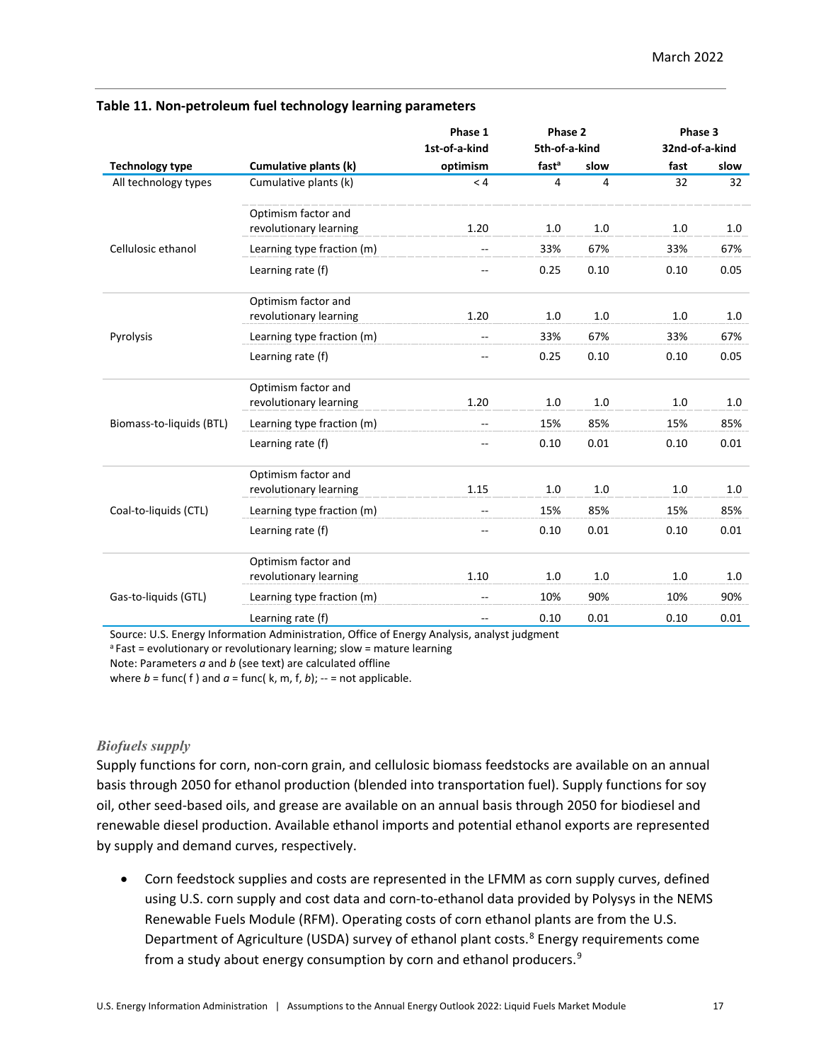**Table 11. Non-petroleum fuel technology learning parameters**

| | | Phase 1 | Phase 2 | | Phase 3 | |
|---|---|---|---|---|---|---|
| | | 1st-of-a-kind | 5th-of-a-kind | | 32nd-of-a-kind | |
| **Technology type** | **Cumulative plants (k)** | **optimism** | **fast[a]** | **slow** | **fast** | **slow** |
| All technology types | Cumulative plants (k) | < 4 | 4 | 4 | 32 | 32 |
| Cellulosic ethanol | Optimism factor and revolutionary learning | 1.20 | 1.0 | 1.0 | 1.0 | 1.0 |
| | Learning type fraction (m) | -- | 33% | 67% | 33% | 67% |
| | Learning rate (f) | -- | 0.25 | 0.10 | 0.10 | 0.05 |
| Pyrolysis | Optimism factor and revolutionary learning | 1.20 | 1.0 | 1.0 | 1.0 | 1.0 |
| | Learning type fraction (m) | -- | 33% | 67% | 33% | 67% |
| | Learning rate (f) | -- | 0.25 | 0.10 | 0.10 | 0.05 |
| Biomass-to-liquids (BTL) | Optimism factor and revolutionary learning | 1.20 | 1.0 | 1.0 | 1.0 | 1.0 |
| | Learning type fraction (m) | -- | 15% | 85% | 15% | 85% |
| | Learning rate (f) | -- | 0.10 | 0.01 | 0.10 | 0.01 |
| Coal-to-liquids (CTL) | Optimism factor and revolutionary learning | 1.15 | 1.0 | 1.0 | 1.0 | 1.0 |
| | Learning type fraction (m) | -- | 15% | 85% | 15% | 85% |
| | Learning rate (f) | -- | 0.10 | 0.01 | 0.10 | 0.01 |
| Gas-to-liquids (GTL) | Optimism factor and revolutionary learning | 1.10 | 1.0 | 1.0 | 1.0 | 1.0 |
| | Learning type fraction (m) | -- | 10% | 90% | 10% | 90% |
| | Learning rate (f) | -- | 0.10 | 0.01 | 0.10 | 0.01 |

Source: U.S. Energy Information Administration, Office of Energy Analysis, analyst judgment

[a] Fast = evolutionary or revolutionary learning; slow = mature learning

Note: Parameters *a* and *b* (see text) are calculated offline

where *b* = func( f ) and *a* = func( k, m, f, *b*); -- = not applicable.

### *Biofuels supply*

Supply functions for corn, non-corn grain, and cellulosic biomass feedstocks are available on an annual basis through 2050 for ethanol production (blended into transportation fuel). Supply functions for soy oil, other seed-based oils, and grease are available on an annual basis through 2050 for biodiesel and renewable diesel production. Available ethanol imports and potential ethanol exports are represented by supply and demand curves, respectively.

- Corn feedstock supplies and costs are represented in the LFMM as corn supply curves, defined using U.S. corn supply and cost data and corn-to-ethanol data provided by Polysys in the NEMS Renewable Fuels Module (RFM). Operating costs of corn ethanol plants are from the U.S. Department of Agriculture (USDA) survey of ethanol plant costs.[8] Energy requirements come from a study about energy consumption by corn and ethanol producers.[9]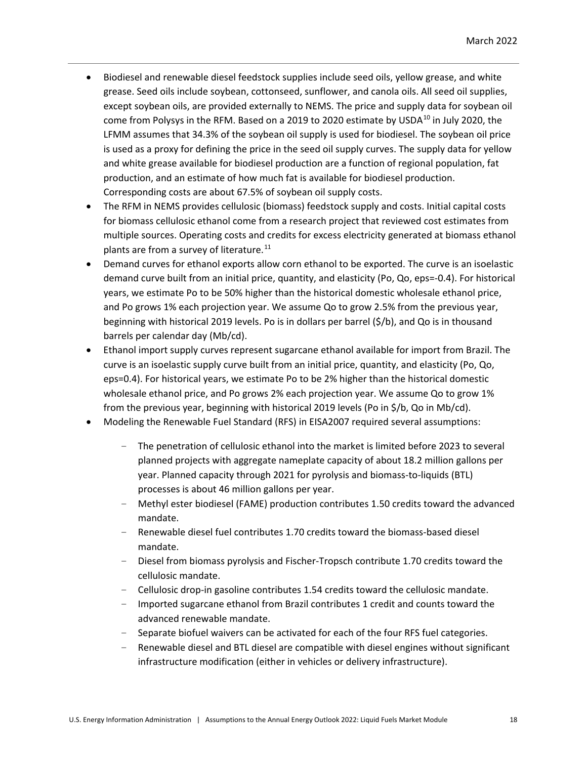- Biodiesel and renewable diesel feedstock supplies include seed oils, yellow grease, and white grease. Seed oils include soybean, cottonseed, sunflower, and canola oils. All seed oil supplies, except soybean oils, are provided externally to NEMS. The price and supply data for soybean oil come from Polysys in the RFM. Based on a 2019 to 2020 estimate by USDA[10] in July 2020, the LFMM assumes that 34.3% of the soybean oil supply is used for biodiesel. The soybean oil price is used as a proxy for defining the price in the seed oil supply curves. The supply data for yellow and white grease available for biodiesel production are a function of regional population, fat production, and an estimate of how much fat is available for biodiesel production. Corresponding costs are about 67.5% of soybean oil supply costs.
- The RFM in NEMS provides cellulosic (biomass) feedstock supply and costs. Initial capital costs for biomass cellulosic ethanol come from a research project that reviewed cost estimates from multiple sources. Operating costs and credits for excess electricity generated at biomass ethanol plants are from a survey of literature.[11]
- Demand curves for ethanol exports allow corn ethanol to be exported. The curve is an isoelastic demand curve built from an initial price, quantity, and elasticity (Po, Qo, eps=-0.4). For historical years, we estimate Po to be 50% higher than the historical domestic wholesale ethanol price, and Po grows 1% each projection year. We assume Qo to grow 2.5% from the previous year, beginning with historical 2019 levels. Po is in dollars per barrel ($/b), and Qo is in thousand barrels per calendar day (Mb/cd).
- Ethanol import supply curves represent sugarcane ethanol available for import from Brazil. The curve is an isoelastic supply curve built from an initial price, quantity, and elasticity (Po, Qo, eps=0.4). For historical years, we estimate Po to be 2% higher than the historical domestic wholesale ethanol price, and Po grows 2% each projection year. We assume Qo to grow 1% from the previous year, beginning with historical 2019 levels (Po in $/b, Qo in Mb/cd).
- Modeling the Renewable Fuel Standard (RFS) in EISA2007 required several assumptions:
  - The penetration of cellulosic ethanol into the market is limited before 2023 to several planned projects with aggregate nameplate capacity of about 18.2 million gallons per year. Planned capacity through 2021 for pyrolysis and biomass-to-liquids (BTL) processes is about 46 million gallons per year.
  - Methyl ester biodiesel (FAME) production contributes 1.50 credits toward the advanced mandate.
  - Renewable diesel fuel contributes 1.70 credits toward the biomass-based diesel mandate.
  - Diesel from biomass pyrolysis and Fischer-Tropsch contribute 1.70 credits toward the cellulosic mandate.
  - Cellulosic drop-in gasoline contributes 1.54 credits toward the cellulosic mandate.
  - Imported sugarcane ethanol from Brazil contributes 1 credit and counts toward the advanced renewable mandate.
  - Separate biofuel waivers can be activated for each of the four RFS fuel categories.
  - Renewable diesel and BTL diesel are compatible with diesel engines without significant infrastructure modification (either in vehicles or delivery infrastructure).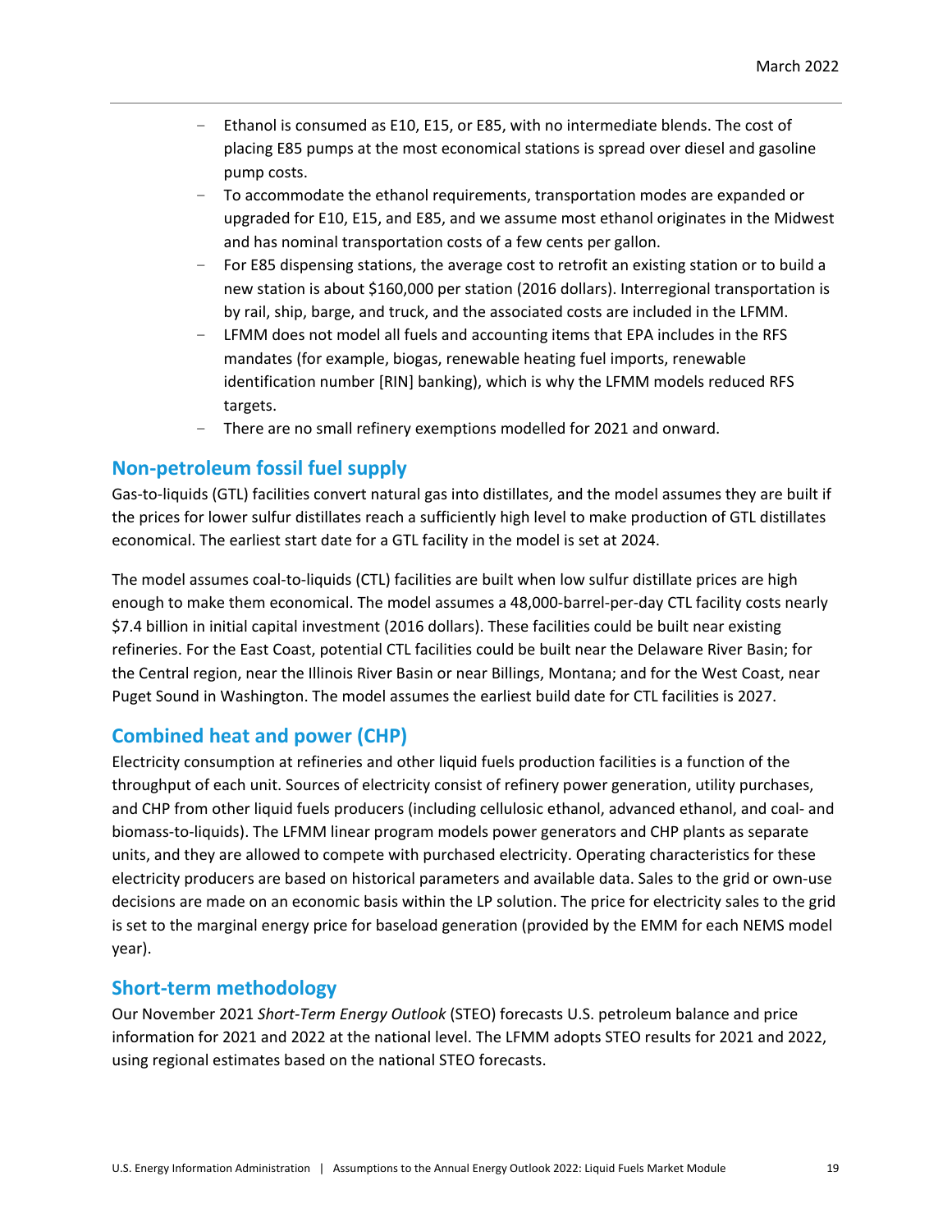- Ethanol is consumed as E10, E15, or E85, with no intermediate blends. The cost of placing E85 pumps at the most economical stations is spread over diesel and gasoline pump costs.
- To accommodate the ethanol requirements, transportation modes are expanded or upgraded for E10, E15, and E85, and we assume most ethanol originates in the Midwest and has nominal transportation costs of a few cents per gallon.
- For E85 dispensing stations, the average cost to retrofit an existing station or to build a new station is about $160,000 per station (2016 dollars). Interregional transportation is by rail, ship, barge, and truck, and the associated costs are included in the LFMM.
- LFMM does not model all fuels and accounting items that EPA includes in the RFS mandates (for example, biogas, renewable heating fuel imports, renewable identification number [RIN] banking), which is why the LFMM models reduced RFS targets.
- There are no small refinery exemptions modelled for 2021 and onward.

## Non-petroleum fossil fuel supply

Gas-to-liquids (GTL) facilities convert natural gas into distillates, and the model assumes they are built if the prices for lower sulfur distillates reach a sufficiently high level to make production of GTL distillates economical. The earliest start date for a GTL facility in the model is set at 2024.

The model assumes coal-to-liquids (CTL) facilities are built when low sulfur distillate prices are high enough to make them economical. The model assumes a 48,000-barrel-per-day CTL facility costs nearly $7.4 billion in initial capital investment (2016 dollars). These facilities could be built near existing refineries. For the East Coast, potential CTL facilities could be built near the Delaware River Basin; for the Central region, near the Illinois River Basin or near Billings, Montana; and for the West Coast, near Puget Sound in Washington. The model assumes the earliest build date for CTL facilities is 2027.

## Combined heat and power (CHP)

Electricity consumption at refineries and other liquid fuels production facilities is a function of the throughput of each unit. Sources of electricity consist of refinery power generation, utility purchases, and CHP from other liquid fuels producers (including cellulosic ethanol, advanced ethanol, and coal- and biomass-to-liquids). The LFMM linear program models power generators and CHP plants as separate units, and they are allowed to compete with purchased electricity. Operating characteristics for these electricity producers are based on historical parameters and available data. Sales to the grid or own-use decisions are made on an economic basis within the LP solution. The price for electricity sales to the grid is set to the marginal energy price for baseload generation (provided by the EMM for each NEMS model year).

## Short-term methodology

Our November 2021 *Short-Term Energy Outlook* (STEO) forecasts U.S. petroleum balance and price information for 2021 and 2022 at the national level. The LFMM adopts STEO results for 2021 and 2022, using regional estimates based on the national STEO forecasts.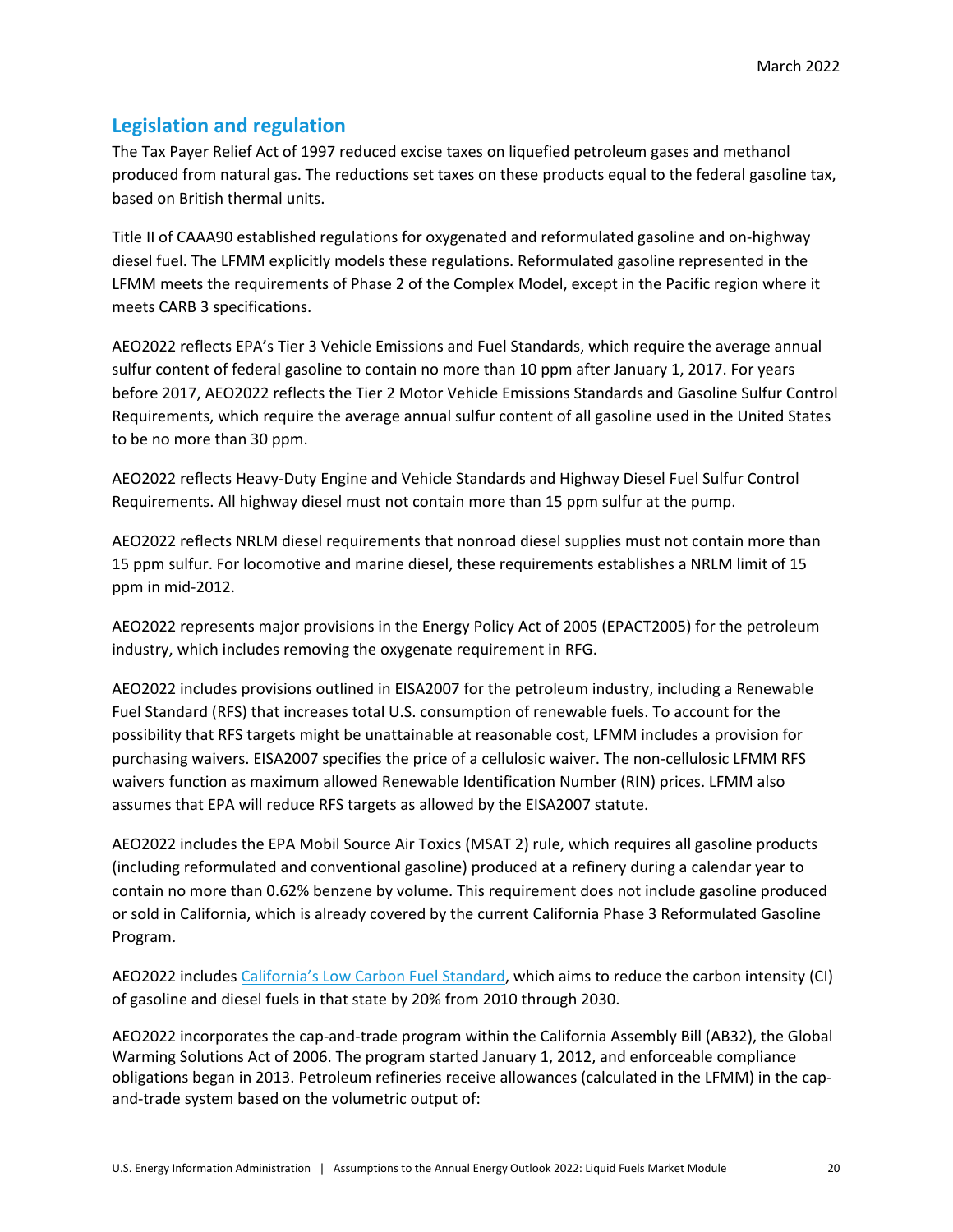## Legislation and regulation

The Tax Payer Relief Act of 1997 reduced excise taxes on liquefied petroleum gases and methanol produced from natural gas. The reductions set taxes on these products equal to the federal gasoline tax, based on British thermal units.

Title II of CAAA90 established regulations for oxygenated and reformulated gasoline and on-highway diesel fuel. The LFMM explicitly models these regulations. Reformulated gasoline represented in the LFMM meets the requirements of Phase 2 of the Complex Model, except in the Pacific region where it meets CARB 3 specifications.

AEO2022 reflects EPA's Tier 3 Vehicle Emissions and Fuel Standards, which require the average annual sulfur content of federal gasoline to contain no more than 10 ppm after January 1, 2017. For years before 2017, AEO2022 reflects the Tier 2 Motor Vehicle Emissions Standards and Gasoline Sulfur Control Requirements, which require the average annual sulfur content of all gasoline used in the United States to be no more than 30 ppm.

AEO2022 reflects Heavy-Duty Engine and Vehicle Standards and Highway Diesel Fuel Sulfur Control Requirements. All highway diesel must not contain more than 15 ppm sulfur at the pump.

AEO2022 reflects NRLM diesel requirements that nonroad diesel supplies must not contain more than 15 ppm sulfur. For locomotive and marine diesel, these requirements establishes a NRLM limit of 15 ppm in mid-2012.

AEO2022 represents major provisions in the Energy Policy Act of 2005 (EPACT2005) for the petroleum industry, which includes removing the oxygenate requirement in RFG.

AEO2022 includes provisions outlined in EISA2007 for the petroleum industry, including a Renewable Fuel Standard (RFS) that increases total U.S. consumption of renewable fuels. To account for the possibility that RFS targets might be unattainable at reasonable cost, LFMM includes a provision for purchasing waivers. EISA2007 specifies the price of a cellulosic waiver. The non-cellulosic LFMM RFS waivers function as maximum allowed Renewable Identification Number (RIN) prices. LFMM also assumes that EPA will reduce RFS targets as allowed by the EISA2007 statute.

AEO2022 includes the EPA Mobil Source Air Toxics (MSAT 2) rule, which requires all gasoline products (including reformulated and conventional gasoline) produced at a refinery during a calendar year to contain no more than 0.62% benzene by volume. This requirement does not include gasoline produced or sold in California, which is already covered by the current California Phase 3 Reformulated Gasoline Program.

AEO2022 includes California's Low Carbon Fuel Standard, which aims to reduce the carbon intensity (CI) of gasoline and diesel fuels in that state by 20% from 2010 through 2030.

AEO2022 incorporates the cap-and-trade program within the California Assembly Bill (AB32), the Global Warming Solutions Act of 2006. The program started January 1, 2012, and enforceable compliance obligations began in 2013. Petroleum refineries receive allowances (calculated in the LFMM) in the cap-and-trade system based on the volumetric output of: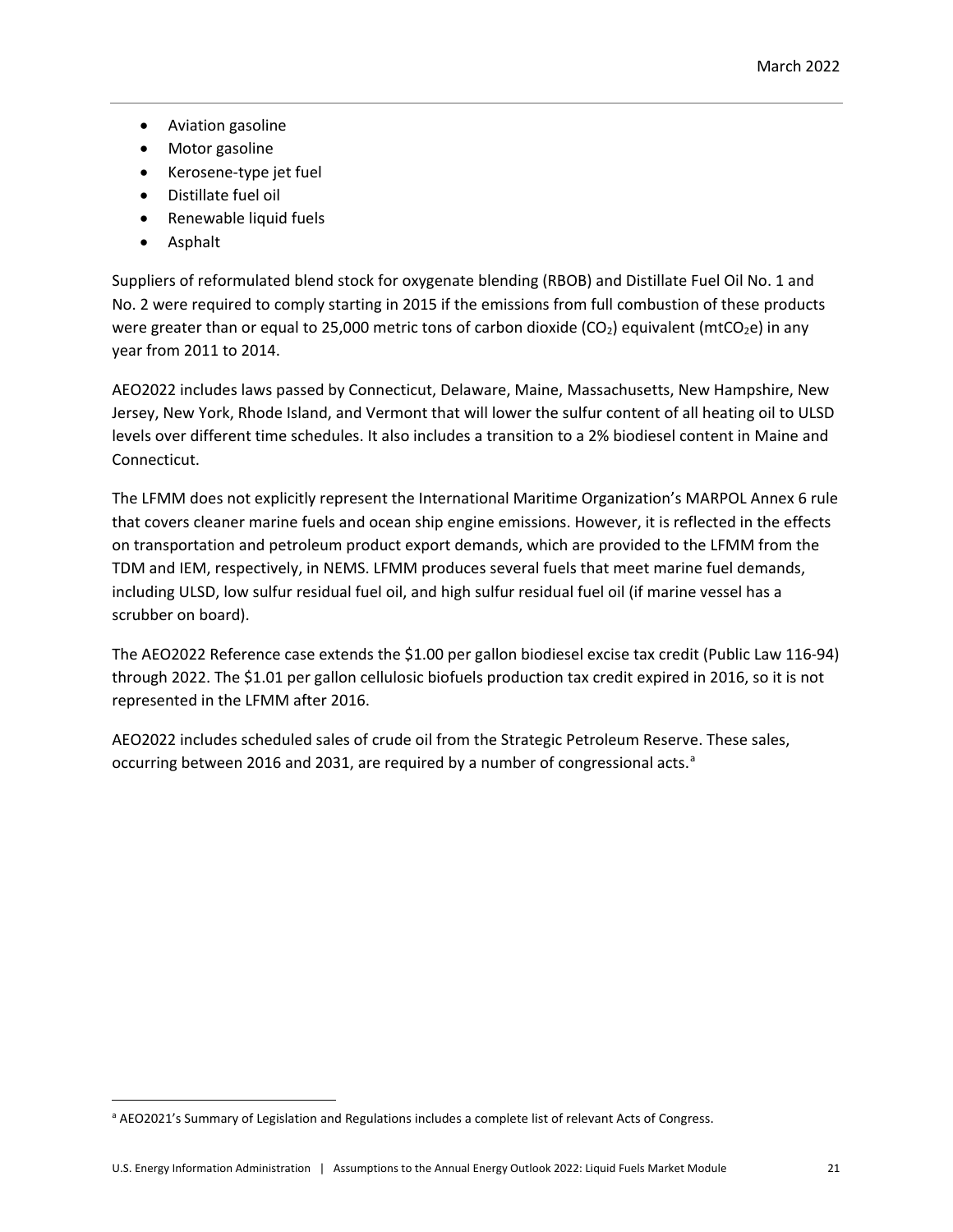- Aviation gasoline
- Motor gasoline
- Kerosene-type jet fuel
- Distillate fuel oil
- Renewable liquid fuels
- Asphalt

Suppliers of reformulated blend stock for oxygenate blending (RBOB) and Distillate Fuel Oil No. 1 and No. 2 were required to comply starting in 2015 if the emissions from full combustion of these products were greater than or equal to 25,000 metric tons of carbon dioxide ($CO_2$) equivalent ($mtCO_2e$) in any year from 2011 to 2014.

AEO2022 includes laws passed by Connecticut, Delaware, Maine, Massachusetts, New Hampshire, New Jersey, New York, Rhode Island, and Vermont that will lower the sulfur content of all heating oil to ULSD levels over different time schedules. It also includes a transition to a 2% biodiesel content in Maine and Connecticut.

The LFMM does not explicitly represent the International Maritime Organization's MARPOL Annex 6 rule that covers cleaner marine fuels and ocean ship engine emissions. However, it is reflected in the effects on transportation and petroleum product export demands, which are provided to the LFMM from the TDM and IEM, respectively, in NEMS. LFMM produces several fuels that meet marine fuel demands, including ULSD, low sulfur residual fuel oil, and high sulfur residual fuel oil (if marine vessel has a scrubber on board).

The AEO2022 Reference case extends the $1.00 per gallon biodiesel excise tax credit (Public Law 116-94) through 2022. The $1.01 per gallon cellulosic biofuels production tax credit expired in 2016, so it is not represented in the LFMM after 2016.

AEO2022 includes scheduled sales of crude oil from the Strategic Petroleum Reserve. These sales, occurring between 2016 and 2031, are required by a number of congressional acts.[a]

[a] AEO2021's Summary of Legislation and Regulations includes a complete list of relevant Acts of Congress.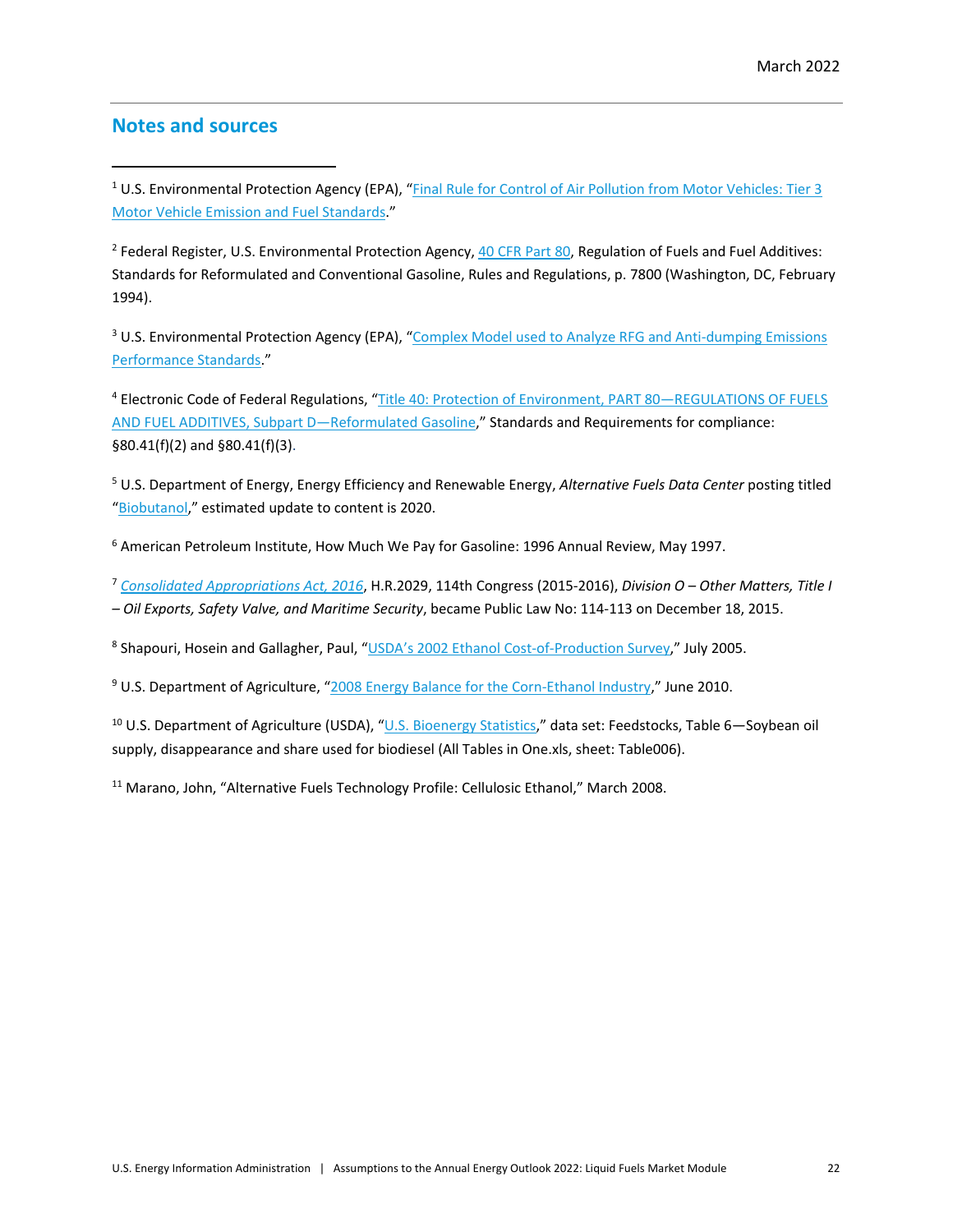## Notes and sources

[1] U.S. Environmental Protection Agency (EPA), "Final Rule for Control of Air Pollution from Motor Vehicles: Tier 3 Motor Vehicle Emission and Fuel Standards."

[2] Federal Register, U.S. Environmental Protection Agency, 40 CFR Part 80, Regulation of Fuels and Fuel Additives: Standards for Reformulated and Conventional Gasoline, Rules and Regulations, p. 7800 (Washington, DC, February 1994).

[3] U.S. Environmental Protection Agency (EPA), "Complex Model used to Analyze RFG and Anti-dumping Emissions Performance Standards."

[4] Electronic Code of Federal Regulations, "Title 40: Protection of Environment, PART 80—REGULATIONS OF FUELS AND FUEL ADDITIVES, Subpart D—Reformulated Gasoline," Standards and Requirements for compliance: §80.41(f)(2) and §80.41(f)(3).

[5] U.S. Department of Energy, Energy Efficiency and Renewable Energy, *Alternative Fuels Data Center* posting titled "Biobutanol," estimated update to content is 2020.

[6] American Petroleum Institute, How Much We Pay for Gasoline: 1996 Annual Review, May 1997.

[7] *Consolidated Appropriations Act, 2016*, H.R.2029, 114th Congress (2015-2016), *Division O – Other Matters, Title I – Oil Exports, Safety Valve, and Maritime Security*, became Public Law No: 114-113 on December 18, 2015.

[8] Shapouri, Hosein and Gallagher, Paul, "USDA's 2002 Ethanol Cost-of-Production Survey," July 2005.

[9] U.S. Department of Agriculture, "2008 Energy Balance for the Corn-Ethanol Industry," June 2010.

[10] U.S. Department of Agriculture (USDA), "U.S. Bioenergy Statistics," data set: Feedstocks, Table 6—Soybean oil supply, disappearance and share used for biodiesel (All Tables in One.xls, sheet: Table006).

[11] Marano, John, "Alternative Fuels Technology Profile: Cellulosic Ethanol," March 2008.